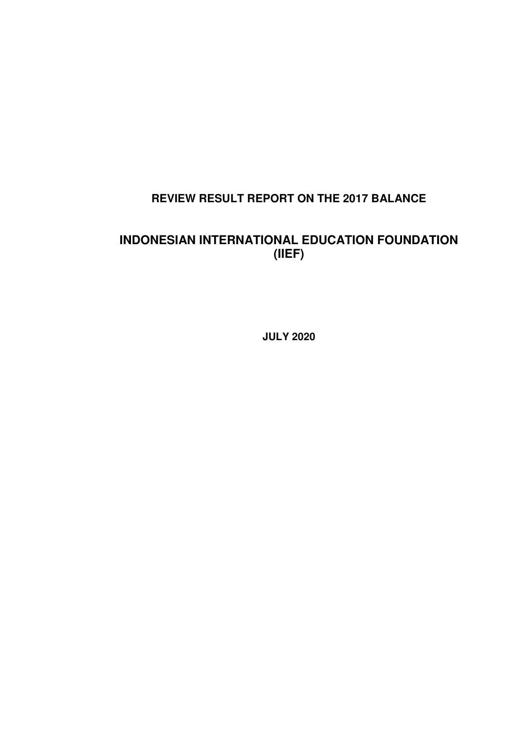# REVIEW RESULT REPORT ON THE 2017 BALANCE

# INDONESIAN INTERNATIONAL EDUCATION FOUNDATION (IIEF)

**JULY 2020**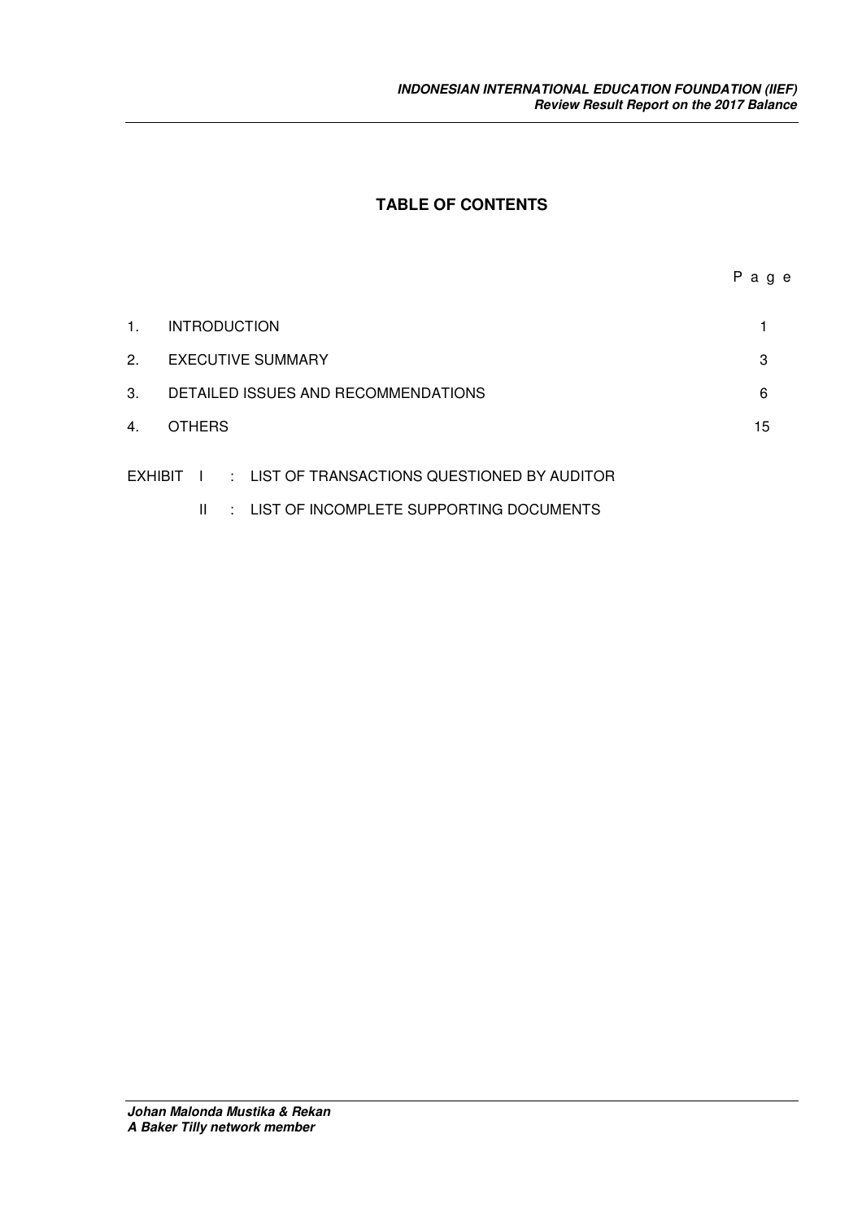# TABLE OF CONTENTS

| | | Page |
|---|---|---|
| 1. | INTRODUCTION | 1 |
| 2. | EXECUTIVE SUMMARY | 3 |
| 3. | DETAILED ISSUES AND RECOMMENDATIONS | 6 |
| 4. | OTHERS | 15 |

EXHIBIT I : LIST OF TRANSACTIONS QUESTIONED BY AUDITOR

II : LIST OF INCOMPLETE SUPPORTING DOCUMENTS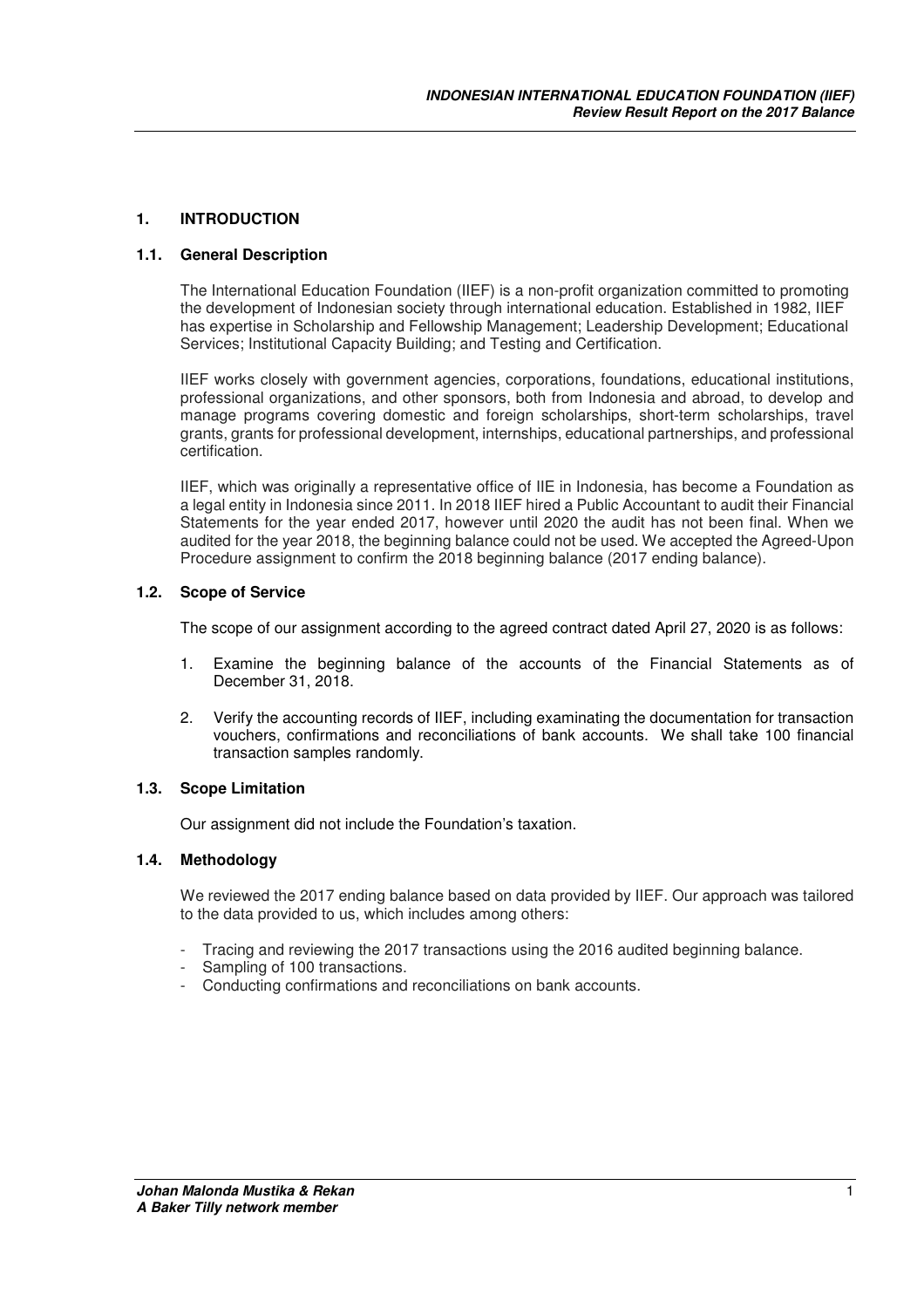# 1. INTRODUCTION

## 1.1. General Description

The International Education Foundation (IIEF) is a non-profit organization committed to promoting the development of Indonesian society through international education. Established in 1982, IIEF has expertise in Scholarship and Fellowship Management; Leadership Development; Educational Services; Institutional Capacity Building; and Testing and Certification.

IIEF works closely with government agencies, corporations, foundations, educational institutions, professional organizations, and other sponsors, both from Indonesia and abroad, to develop and manage programs covering domestic and foreign scholarships, short-term scholarships, travel grants, grants for professional development, internships, educational partnerships, and professional certification.

IIEF, which was originally a representative office of IIE in Indonesia, has become a Foundation as a legal entity in Indonesia since 2011. In 2018 IIEF hired a Public Accountant to audit their Financial Statements for the year ended 2017, however until 2020 the audit has not been final. When we audited for the year 2018, the beginning balance could not be used. We accepted the Agreed-Upon Procedure assignment to confirm the 2018 beginning balance (2017 ending balance).

## 1.2. Scope of Service

The scope of our assignment according to the agreed contract dated April 27, 2020 is as follows:

1. Examine the beginning balance of the accounts of the Financial Statements as of December 31, 2018.
2. Verify the accounting records of IIEF, including examinating the documentation for transaction vouchers, confirmations and reconciliations of bank accounts. We shall take 100 financial transaction samples randomly.

## 1.3. Scope Limitation

Our assignment did not include the Foundation's taxation.

## 1.4. Methodology

We reviewed the 2017 ending balance based on data provided by IIEF. Our approach was tailored to the data provided to us, which includes among others:

- Tracing and reviewing the 2017 transactions using the 2016 audited beginning balance.
- Sampling of 100 transactions.
- Conducting confirmations and reconciliations on bank accounts.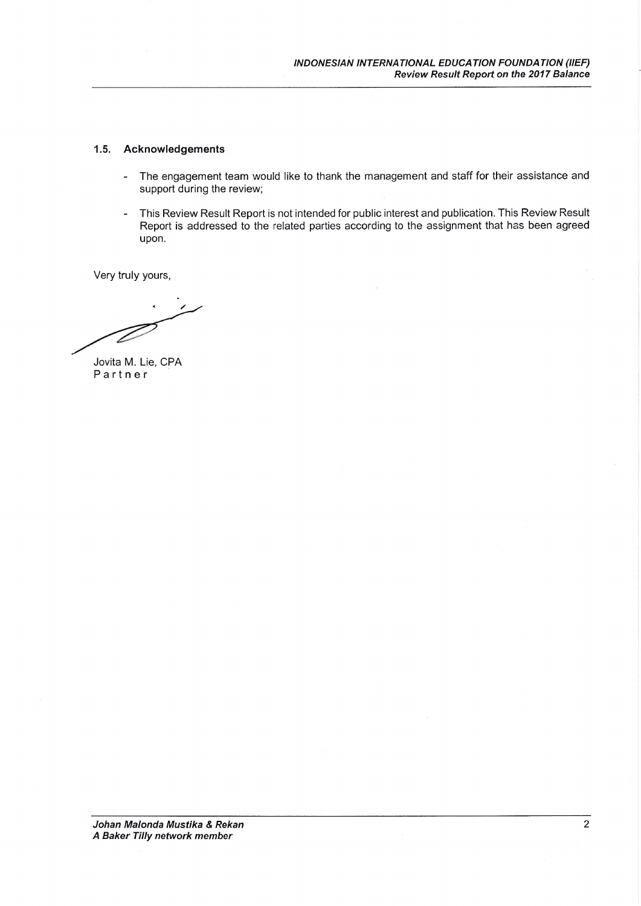### 1.5. Acknowledgements

- The engagement team would like to thank the management and staff for their assistance and support during the review;
- This Review Result Report is not intended for public interest and publication. This Review Result Report is addressed to the related parties according to the assignment that has been agreed upon.

Very truly yours,

Jovita M. Lie, CPA
Partner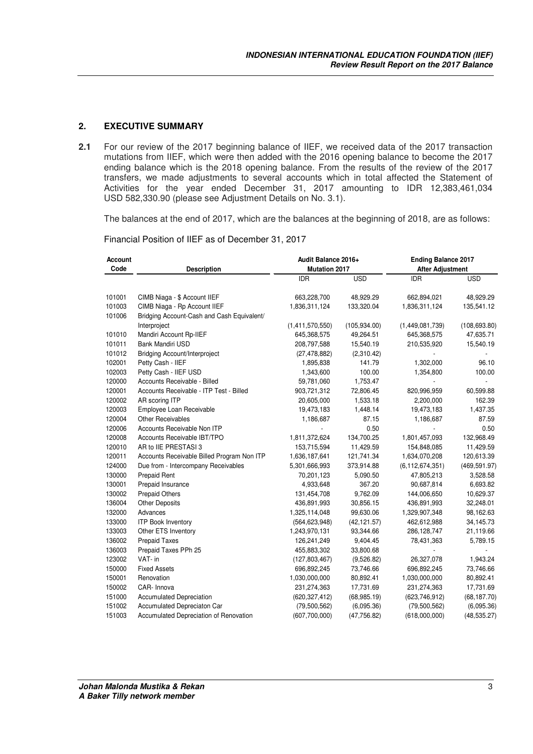## 2. EXECUTIVE SUMMARY

**2.1** For our review of the 2017 beginning balance of IIEF, we received data of the 2017 transaction mutations from IIEF, which were then added with the 2016 opening balance to become the 2017 ending balance which is the 2018 opening balance. From the results of the review of the 2017 transfers, we made adjustments to several accounts which in total affected the Statement of Activities for the year ended December 31, 2017 amounting to IDR 12,383,461,034 USD 582,330.90 (please see Adjustment Details on No. 3.1).

The balances at the end of 2017, which are the balances at the beginning of 2018, are as follows:

Financial Position of IIEF as of December 31, 2017

| Account Code | Description | Audit Balance 2016+ Mutation 2017 | | Ending Balance 2017 After Adjustment | |
|---|---|---|---|---|---|
| | | IDR | USD | IDR | USD |
| 101001 | CIMB Niaga - $ Account IIEF | 663,228,700 | 48,929.29 | 662,894,021 | 48,929.29 |
| 101003 | CIMB Niaga - Rp Account IIEF | 1,836,311,124 | 133,320.04 | 1,836,311,124 | 135,541.12 |
| 101006 | Bridging Account-Cash and Cash Equivalent/ Interproject | (1,411,570,550) | (105,934.00) | (1,449,081,739) | (108,693.80) |
| 101010 | Mandiri Account Rp-IIEF | 645,368,575 | 49,264.51 | 645,368,575 | 47,635.71 |
| 101011 | Bank Mandiri USD | 208,797,588 | 15,540.19 | 210,535,920 | 15,540.19 |
| 101012 | Bridging Account/Interproject | (27,478,882) | (2,310.42) | - | - |
| 102001 | Petty Cash - IIEF | 1,895,838 | 141.79 | 1,302,000 | 96.10 |
| 102003 | Petty Cash - IIEF USD | 1,343,600 | 100.00 | 1,354,800 | 100.00 |
| 120000 | Accounts Receivable - Billed | 59,781,060 | 1,753.47 | - | - |
| 120001 | Accounts Receivable - ITP Test - Billed | 903,721,312 | 72,806.45 | 820,996,959 | 60,599.88 |
| 120002 | AR scoring ITP | 20,605,000 | 1,533.18 | 2,200,000 | 162.39 |
| 120003 | Employee Loan Receivable | 19,473,183 | 1,448.14 | 19,473,183 | 1,437.35 |
| 120004 | Other Receivables | 1,186,687 | 87.15 | 1,186,687 | 87.59 |
| 120006 | Accounts Receivable Non ITP | - | 0.50 | - | 0.50 |
| 120008 | Accounts Receivable IBT/TPO | 1,811,372,624 | 134,700.25 | 1,801,457,093 | 132,968.49 |
| 120010 | AR to IIE PRESTASI 3 | 153,715,594 | 11,429.59 | 154,848,085 | 11,429.59 |
| 120011 | Accounts Receivable Billed Program Non ITP | 1,636,187,641 | 121,741.34 | 1,634,070,208 | 120,613.39 |
| 124000 | Due from - Intercompany Receivables | 5,301,666,993 | 373,914.88 | (6,112,674,351) | (469,591.97) |
| 130000 | Prepaid Rent | 70,201,123 | 5,090.50 | 47,805,213 | 3,528.58 |
| 130001 | Prepaid Insurance | 4,933,648 | 367.20 | 90,687,814 | 6,693.82 |
| 130002 | Prepaid Others | 131,454,708 | 9,762.09 | 144,006,650 | 10,629.37 |
| 136004 | Other Deposits | 436,891,993 | 30,856.15 | 436,891,993 | 32,248.01 |
| 132000 | Advances | 1,325,114,048 | 99,630.06 | 1,329,907,348 | 98,162.63 |
| 133000 | ITP Book Inventory | (564,623,948) | (42,121.57) | 462,612,988 | 34,145.73 |
| 133003 | Other ETS Inventory | 1,243,970,131 | 93,344.66 | 286,128,747 | 21,119.66 |
| 136002 | Prepaid Taxes | 126,241,249 | 9,404.45 | 78,431,363 | 5,789.15 |
| 136003 | Prepaid Taxes PPh 25 | 455,883,302 | 33,800.68 | - | - |
| 123002 | VAT- in | (127,803,467) | (9,526.82) | 26,327,078 | 1,943.24 |
| 150000 | Fixed Assets | 696,892,245 | 73,746.66 | 696,892,245 | 73,746.66 |
| 150001 | Renovation | 1,030,000,000 | 80,892.41 | 1,030,000,000 | 80,892.41 |
| 150002 | CAR- Innova | 231,274,363 | 17,731.69 | 231,274,363 | 17,731.69 |
| 151000 | Accumulated Depreciation | (620,327,412) | (68,985.19) | (623,746,912) | (68,187.70) |
| 151002 | Accumulated Depreciaton Car | (79,500,562) | (6,095.36) | (79,500,562) | (6,095.36) |
| 151003 | Accumulated Depreciation of Renovation | (607,700,000) | (47,756.82) | (618,000,000) | (48,535.27) |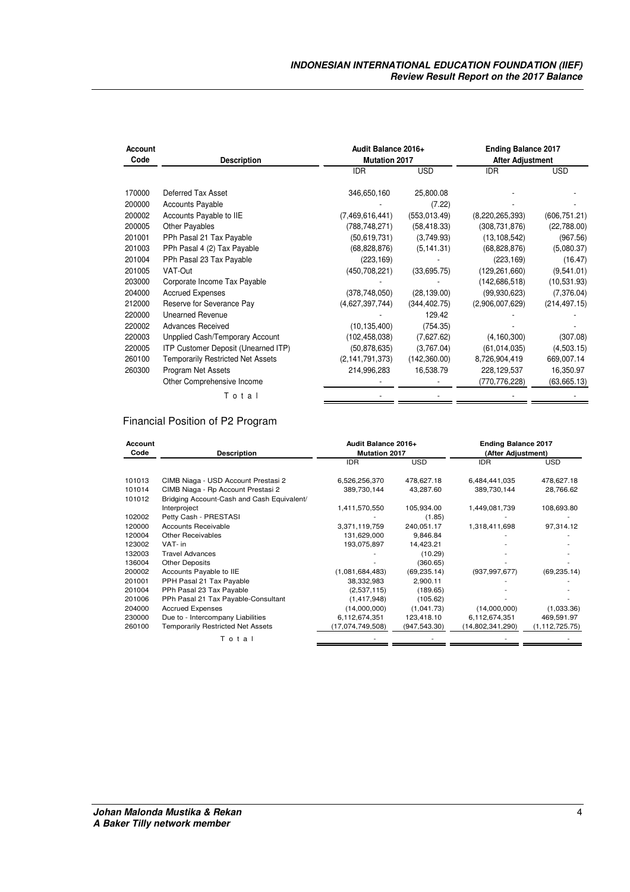| Account Code | Description | Audit Balance 2016+ Mutation 2017 | | Ending Balance 2017 After Adjustment | |
|---|---|---|---|---|---|
| | | IDR | USD | IDR | USD |
| 170000 | Deferred Tax Asset | 346,650,160 | 25,800.08 | - | - |
| 200000 | Accounts Payable | - | (7.22) | - | - |
| 200002 | Accounts Payable to IIE | (7,469,616,441) | (553,013.49) | (8,220,265,393) | (606,751.21) |
| 200005 | Other Payables | (788,748,271) | (58,418.33) | (308,731,876) | (22,788.00) |
| 201001 | PPh Pasal 21 Tax Payable | (50,619,731) | (3,749.93) | (13,108,542) | (967.56) |
| 201003 | PPh Pasal 4 (2) Tax Payable | (68,828,876) | (5,141.31) | (68,828,876) | (5,080.37) |
| 201004 | PPh Pasal 23 Tax Payable | (223,169) | - | (223,169) | (16.47) |
| 201005 | VAT-Out | (450,708,221) | (33,695.75) | (129,261,660) | (9,541.01) |
| 203000 | Corporate Income Tax Payable | - | - | (142,686,518) | (10,531.93) |
| 204000 | Accrued Expenses | (378,748,050) | (28,139.00) | (99,930,623) | (7,376.04) |
| 212000 | Reserve for Severance Pay | (4,627,397,744) | (344,402.75) | (2,906,007,629) | (214,497.15) |
| 220000 | Unearned Revenue | - | 129.42 | - | - |
| 220002 | Advances Received | (10,135,400) | (754.35) | - | - |
| 220003 | Unpplied Cash/Temporary Account | (102,458,038) | (7,627.62) | (4,160,300) | (307.08) |
| 220005 | ITP Customer Deposit (Unearned ITP) | (50,878,635) | (3,767.04) | (61,014,035) | (4,503.15) |
| 260100 | Temporarily Restricted Net Assets | (2,141,791,373) | (142,360.00) | 8,726,904,419 | 669,007.14 |
| 260300 | Program Net Assets | 214,996,283 | 16,538.79 | 228,129,537 | 16,350.97 |
| | Other Comprehensive Income | - | - | (770,776,228) | (63,665.13) |
| | T o t a l | - | - | - | - |

## Financial Position of P2 Program

| Account Code | Description | Audit Balance 2016+ Mutation 2017 | | Ending Balance 2017 (After Adjustment) | |
|---|---|---|---|---|---|
| | | IDR | USD | IDR | USD |
| 101013 | CIMB Niaga - USD Account Prestasi 2 | 6,526,256,370 | 478,627.18 | 6,484,441,035 | 478,627.18 |
| 101014 | CIMB Niaga - Rp Account Prestasi 2 | 389,730,144 | 43,287.60 | 389,730,144 | 28,766.62 |
| 101012 | Bridging Account-Cash and Cash Equivalent/ Interproject | 1,411,570,550 | 105,934.00 | 1,449,081,739 | 108,693.80 |
| 102002 | Petty Cash - PRESTASI | - | (1.85) | - | - |
| 120000 | Accounts Receivable | 3,371,119,759 | 240,051.17 | 1,318,411,698 | 97,314.12 |
| 120004 | Other Receivables | 131,629,000 | 9,846.84 | - | - |
| 123002 | VAT- in | 193,075,897 | 14,423.21 | - | - |
| 132003 | Travel Advances | - | (10.29) | - | - |
| 136004 | Other Deposits | - | (360.65) | - | - |
| 200002 | Accounts Payable to IIE | (1,081,684,483) | (69,235.14) | (937,997,677) | (69,235.14) |
| 201001 | PPH Pasal 21 Tax Payable | 38,332,983 | 2,900.11 | - | - |
| 201004 | PPh Pasal 23 Tax Payable | (2,537,115) | (189.65) | - | - |
| 201006 | PPh Pasal 21 Tax Payable-Consultant | (1,417,948) | (105.62) | - | - |
| 204000 | Accrued Expenses | (14,000,000) | (1,041.73) | (14,000,000) | (1,033.36) |
| 230000 | Due to - Intercompany Liabilities | 6,112,674,351 | 123,418.10 | 6,112,674,351 | 469,591.97 |
| 260100 | Temporarily Restricted Net Assets | (17,074,749,508) | (947,543.30) | (14,802,341,290) | (1,112,725.75) |
| | T o t a l | - | - | - | - |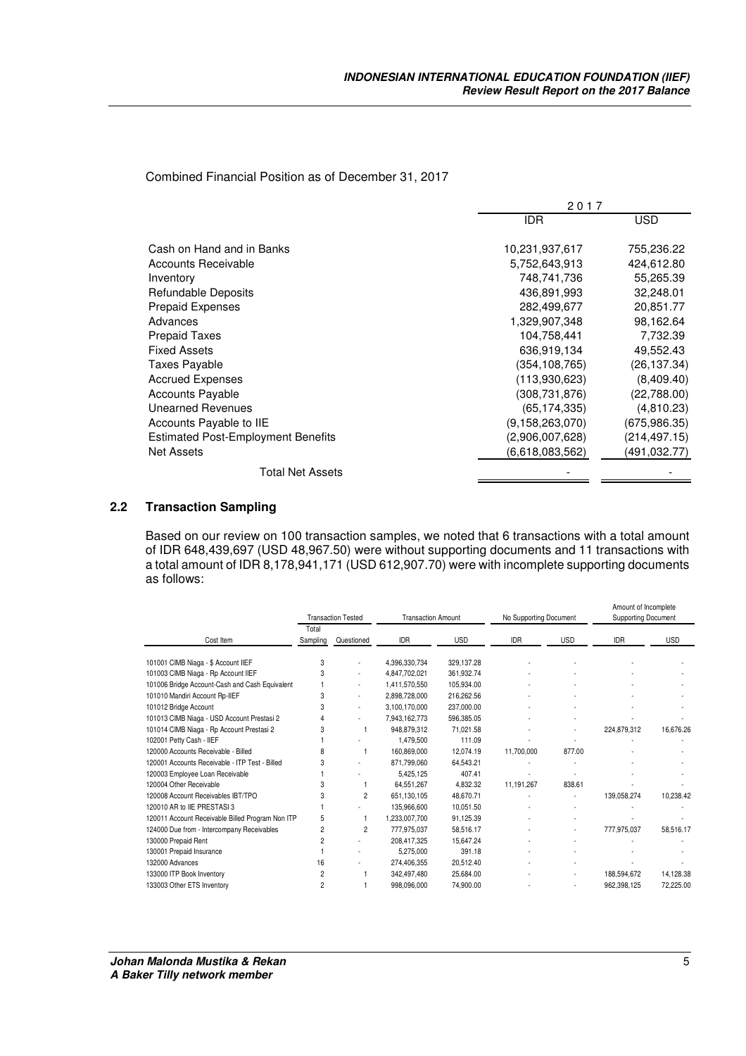Combined Financial Position as of December 31, 2017

| | 2017 | |
|---|---|---|
| | IDR | USD |
| Cash on Hand and in Banks | 10,231,937,617 | 755,236.22 |
| Accounts Receivable | 5,752,643,913 | 424,612.80 |
| Inventory | 748,741,736 | 55,265.39 |
| Refundable Deposits | 436,891,993 | 32,248.01 |
| Prepaid Expenses | 282,499,677 | 20,851.77 |
| Advances | 1,329,907,348 | 98,162.64 |
| Prepaid Taxes | 104,758,441 | 7,732.39 |
| Fixed Assets | 636,919,134 | 49,552.43 |
| Taxes Payable | (354,108,765) | (26,137.34) |
| Accrued Expenses | (113,930,623) | (8,409.40) |
| Accounts Payable | (308,731,876) | (22,788.00) |
| Unearned Revenues | (65,174,335) | (4,810.23) |
| Accounts Payable to IIE | (9,158,263,070) | (675,986.35) |
| Estimated Post-Employment Benefits | (2,906,007,628) | (214,497.15) |
| Net Assets | (6,618,083,562) | (491,032.77) |
| Total Net Assets | - | - |

## 2.2 Transaction Sampling

Based on our review on 100 transaction samples, we noted that 6 transactions with a total amount of IDR 648,439,697 (USD 48,967.50) were without supporting documents and 11 transactions with a total amount of IDR 8,178,941,171 (USD 612,907.70) were with incomplete supporting documents as follows:

| Cost Item | Transaction Tested | | Transaction Amount | | No Supporting Document | | Amount of Incomplete Supporting Document | |
|---|---|---|---|---|---|---|---|---|
| | Total Sampling | Questioned | IDR | USD | IDR | USD | IDR | USD |
| 101001 CIMB Niaga - $ Account IIEF | 3 | - | 4,396,330,734 | 329,137.28 | - | - | - | - |
| 101003 CIMB Niaga - Rp Account IIEF | 3 | - | 4,847,702,021 | 361,932.74 | - | - | - | - |
| 101006 Bridge Account-Cash and Cash Equivalent | 1 | - | 1,411,570,550 | 105,934.00 | - | - | - | - |
| 101010 Mandiri Account Rp-IIEF | 3 | - | 2,898,728,000 | 216,262.56 | - | - | - | - |
| 101012 Bridge Account | 3 | - | 3,100,170,000 | 237,000.00 | - | - | - | - |
| 101013 CIMB Niaga - USD Account Prestasi 2 | 4 | - | 7,943,162,773 | 596,385.05 | - | - | - | - |
| 101014 CIMB Niaga - Rp Account Prestasi 2 | 3 | 1 | 948,879,312 | 71,021.58 | - | - | 224,879,312 | 16,676.26 |
| 102001 Petty Cash - IIEF | 1 | - | 1,479,500 | 111.09 | - | - | - | - |
| 120000 Accounts Receivable - Billed | 8 | 1 | 160,869,000 | 12,074.19 | 11,700,000 | 877.00 | - | - |
| 120001 Accounts Receivable - ITP Test - Billed | 3 | - | 871,799,060 | 64,543.21 | - | - | - | - |
| 120003 Employee Loan Receivable | 1 | - | 5,425,125 | 407.41 | - | - | - | - |
| 120004 Other Receivable | 3 | 1 | 64,551,267 | 4,832.32 | 11,191,267 | 838.61 | - | - |
| 120008 Account Receivables IBT/TPO | 3 | 2 | 651,130,105 | 48,670.71 | - | - | 139,058,274 | 10,238.42 |
| 120010 AR to IIE PRESTASI 3 | 1 | - | 135,966,600 | 10,051.50 | - | - | - | - |
| 120011 Account Receivable Billed Program Non ITP | 5 | 1 | 1,233,007,700 | 91,125.39 | - | - | - | - |
| 124000 Due from - Intercompany Receivables | 2 | 2 | 777,975,037 | 58,516.17 | - | - | 777,975,037 | 58,516.17 |
| 130000 Prepaid Rent | 2 | - | 208,417,325 | 15,647.24 | - | - | - | - |
| 130001 Prepaid Insurance | 1 | - | 5,275,000 | 391.18 | - | - | - | - |
| 132000 Advances | 16 | - | 274,406,355 | 20,512.40 | - | - | - | - |
| 133000 ITP Book Inventory | 2 | 1 | 342,497,480 | 25,684.00 | - | - | 188,594,672 | 14,128.38 |
| 133003 Other ETS Inventory | 2 | 1 | 998,096,000 | 74,900.00 | - | - | 962,398,125 | 72,225.00 |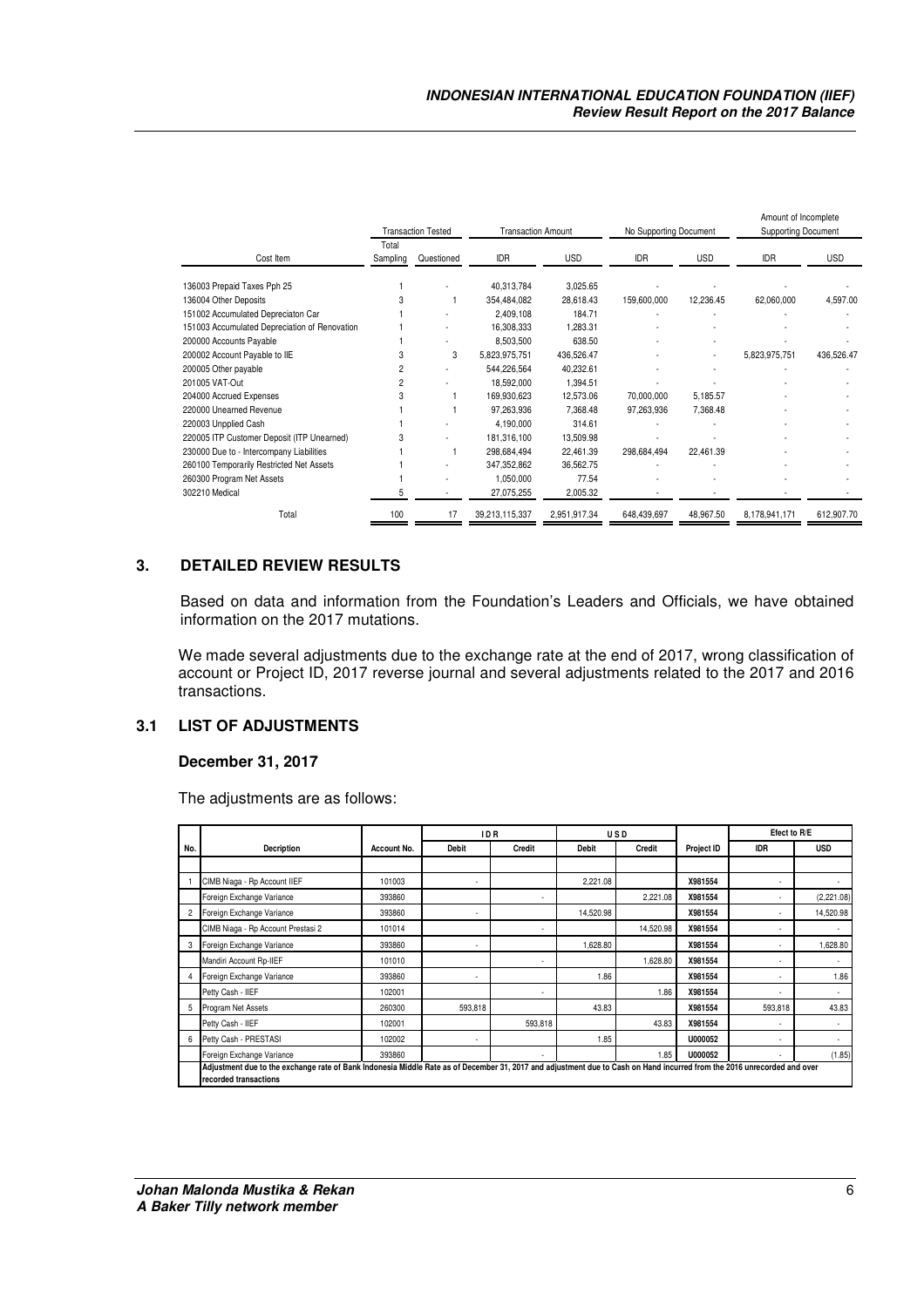| Cost Item | Transaction Tested | | Transaction Amount | | No Supporting Document | | Amount of Incomplete Supporting Document | |
|---|---|---|---|---|---|---|---|---|
| | Total Sampling | Questioned | IDR | USD | IDR | USD | IDR | USD |
| 136003 Prepaid Taxes Pph 25 | 1 | - | 40,313,784 | 3,025.65 | - | - | - | - |
| 136004 Other Deposits | 3 | 1 | 354,484,082 | 28,618.43 | 159,600,000 | 12,236.45 | 62,060,000 | 4,597.00 |
| 151002 Accumulated Depreciaton Car | 1 | - | 2,409,108 | 184.71 | - | - | - | - |
| 151003 Accumulated Depreciation of Renovation | 1 | - | 16,308,333 | 1,283.31 | - | - | - | - |
| 200000 Accounts Payable | 1 | - | 8,503,500 | 638.50 | - | - | - | - |
| 200002 Account Payable to IIE | 3 | 3 | 5,823,975,751 | 436,526.47 | - | - | 5,823,975,751 | 436,526.47 |
| 200005 Other payable | 2 | - | 544,226,564 | 40,232.61 | - | - | - | - |
| 201005 VAT-Out | 2 | - | 18,592,000 | 1,394.51 | - | - | - | - |
| 204000 Accrued Expenses | 3 | 1 | 169,930,623 | 12,573.06 | 70,000,000 | 5,185.57 | - | - |
| 220000 Unearned Revenue | 1 | 1 | 97,263,936 | 7,368.48 | 97,263,936 | 7,368.48 | - | - |
| 220003 Unpplied Cash | 1 | - | 4,190,000 | 314.61 | - | - | - | - |
| 220005 ITP Customer Deposit (ITP Unearned) | 3 | - | 181,316,100 | 13,509.98 | - | - | - | - |
| 230000 Due to - Intercompany Liabilities | 1 | 1 | 298,684,494 | 22,461.39 | 298,684,494 | 22,461.39 | - | - |
| 260100 Temporarily Restricted Net Assets | 1 | - | 347,352,862 | 36,562.75 | - | - | - | - |
| 260300 Program Net Assets | 1 | - | 1,050,000 | 77.54 | - | - | - | - |
| 302210 Medical | 5 | - | 27,075,255 | 2,005.32 | - | - | - | - |
| Total | 100 | 17 | 39,213,115,337 | 2,951,917.34 | 648,439,697 | 48,967.50 | 8,178,941,171 | 612,907.70 |

## 3. DETAILED REVIEW RESULTS

Based on data and information from the Foundation's Leaders and Officials, we have obtained information on the 2017 mutations.

We made several adjustments due to the exchange rate at the end of 2017, wrong classification of account or Project ID, 2017 reverse journal and several adjustments related to the 2017 and 2016 transactions.

### 3.1 LIST OF ADJUSTMENTS

**December 31, 2017**

The adjustments are as follows:

| No. | Decription | Account No. | IDR | | USD | | Project ID | Efect to R/E | |
|---|---|---|---|---|---|---|---|---|---|
| | | | Debit | Credit | Debit | Credit | | IDR | USD |
| 1 | CIMB Niaga - Rp Account IIEF | 101003 | - | | 2,221.08 | | X981554 | - | - |
| | Foreign Exchange Variance | 393860 | | - | | 2,221.08 | X981554 | - | (2,221.08) |
| 2 | Foreign Exchange Variance | 393860 | - | | 14,520.98 | | X981554 | - | 14,520.98 |
| | CIMB Niaga - Rp Account Prestasi 2 | 101014 | | - | | 14,520.98 | X981554 | - | - |
| 3 | Foreign Exchange Variance | 393860 | - | | 1,628.80 | | X981554 | - | 1,628.80 |
| | Mandiri Account Rp-IIEF | 101010 | | - | | 1,628.80 | X981554 | - | - |
| 4 | Foreign Exchange Variance | 393860 | - | | 1.86 | | X981554 | - | 1.86 |
| | Petty Cash - IIEF | 102001 | | - | | 1.86 | X981554 | - | - |
| 5 | Program Net Assets | 260300 | 593,818 | | 43.83 | | X981554 | 593,818 | 43.83 |
| | Petty Cash - IIEF | 102001 | | 593,818 | | 43.83 | X981554 | - | - |
| 6 | Petty Cash - PRESTASI | 102002 | - | | 1.85 | | U000052 | - | - |
| | Foreign Exchange Variance | 393860 | | - | | 1.85 | U000052 | - | (1.85) |
| | Adjustment due to the exchange rate of Bank Indonesia Middle Rate as of December 31, 2017 and adjustment due to Cash on Hand incurred from the 2016 unrecorded and over recorded transactions | | | | | | | | |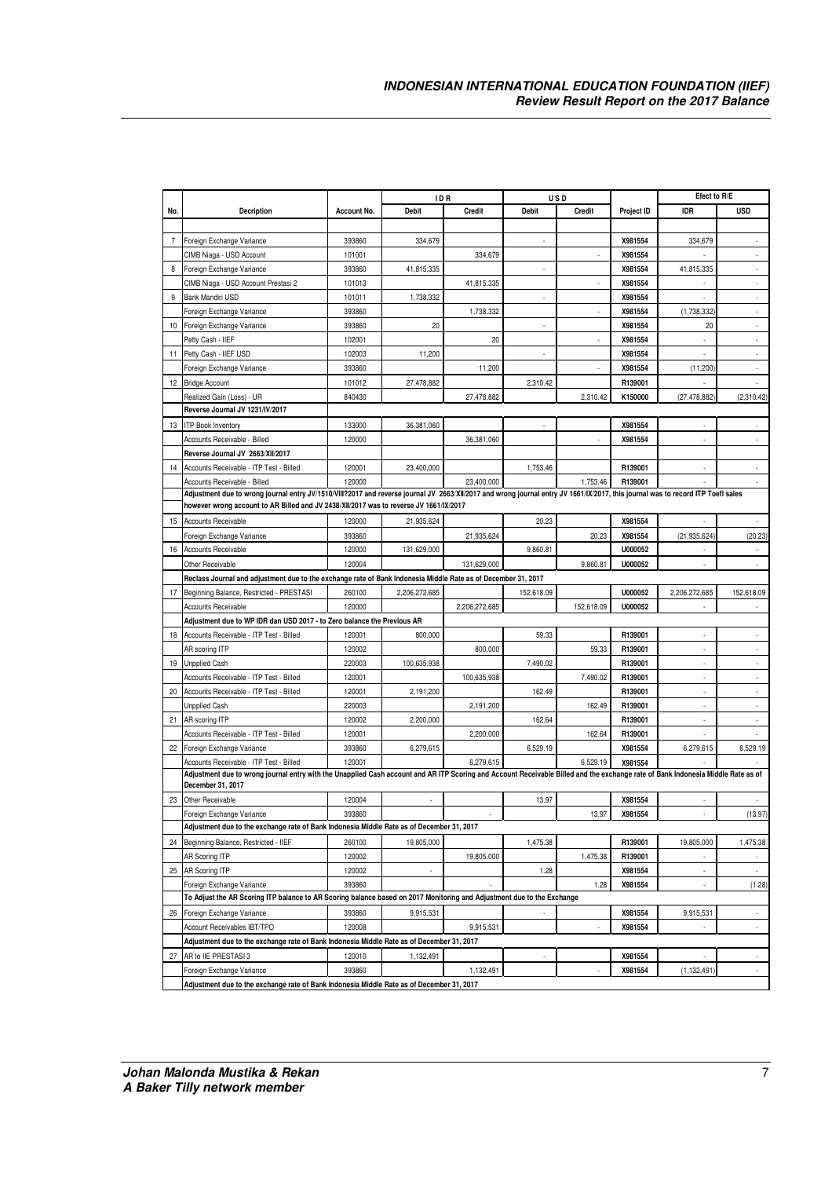| No. | Decription | Account No. | IDR | | USD | | Project ID | Efect to R/E | |
|---|---|---|---|---|---|---|---|---|---|
| | | | Debit | Credit | Debit | Credit | | IDR | USD |
| 7 | Foreign Exchange Variance | 393860 | 334,679 | | - | | X981554 | 334,679 | - |
| | CIMB Niaga - USD Account | 101001 | | 334,679 | | - | X981554 | - | - |
| 8 | Foreign Exchange Variance | 393860 | 41,815,335 | | - | | X981554 | 41,815,335 | - |
| | CIMB Niaga - USD Account Prestasi 2 | 101013 | | 41,815,335 | | - | X981554 | - | - |
| 9 | Bank Mandiri USD | 101011 | 1,738,332 | | - | | X981554 | - | - |
| | Foreign Exchange Variance | 393860 | | 1,738,332 | | - | X981554 | (1,738,332) | - |
| 10 | Foreign Exchange Variance | 393860 | 20 | | - | | X981554 | 20 | - |
| | Petty Cash - IIEF | 102001 | | 20 | | - | X981554 | - | - |
| 11 | Petty Cash - IIEF USD | 102003 | 11,200 | | - | | X981554 | - | - |
| | Foreign Exchange Variance | 393860 | | 11,200 | | - | X981554 | (11,200) | - |
| 12 | Bridge Account | 101012 | 27,478,882 | | 2,310.42 | | R139001 | - | - |
| | Realized Gain (Loss) - UR | 840430 | | 27,478,882 | | 2,310.42 | K150000 | (27,478,882) | (2,310.42) |
| | **Reverse Journal JV 1231/IV/2017** | | | | | | | | |
| 13 | ITP Book Inventory | 133000 | 36,381,060 | | - | | X981554 | - | - |
| | Accounts Receivable - Billed | 120000 | | 36,381,060 | | - | X981554 | - | - |
| | **Reverse Journal JV 2663/XII/2017** | | | | | | | | |
| 14 | Accounts Receivable - ITP Test - Billed | 120001 | 23,400,000 | | 1,753.46 | | R139001 | - | - |
| | Accounts Receivable - Billed | 120000 | | 23,400,000 | | 1,753.46 | R139001 | - | - |
| | **Adjustment due to wrong journal entry JV/1510/VIII/?2017 and reverse journal JV 2663/XII/2017 and wrong journal entry JV 1661/IX/2017, this journal was to record ITP Toefl sales however wrong account to AR Billed and JV 2438/XII/2017 was to reverse JV 1661/IX/2017** | | | | | | | | |
| 15 | Accounts Receivable | 120000 | 21,935,624 | | 20.23 | | X981554 | - | - |
| | Foreign Exchange Variance | 393860 | | 21,935,624 | | 20.23 | X981554 | (21,935,624) | (20.23) |
| 16 | Accounts Receivable | 120000 | 131,629,000 | | 9,860.81 | | U000052 | - | - |
| | Other Receivable | 120004 | | 131,629,000 | | 9,860.81 | U000052 | - | - |
| | **Reclass Journal and adjustment due to the exchange rate of Bank Indonesia Middle Rate as of December 31, 2017** | | | | | | | | |
| 17 | Beginning Balance, Restricted - PRESTASI | 260100 | 2,206,272,685 | | 152,618.09 | | U000052 | 2,206,272,685 | 152,618.09 |
| | Accounts Receivable | 120000 | | 2,206,272,685 | | 152,618.09 | U000052 | - | - |
| | **Adjustment due to WP IDR dan USD 2017 - to Zero balance the Previous AR** | | | | | | | | |
| 18 | Accounts Receivable - ITP Test - Billed | 120001 | 800,000 | | 59.33 | | R139001 | - | - |
| | AR scoring ITP | 120002 | | 800,000 | | 59.33 | R139001 | - | - |
| 19 | Unpplied Cash | 220003 | 100,635,938 | | 7,490.02 | | R139001 | - | - |
| | Accounts Receivable - ITP Test - Billed | 120001 | | 100,635,938 | | 7,490.02 | R139001 | - | - |
| 20 | Accounts Receivable - ITP Test - Billed | 120001 | 2,191,200 | | 162.49 | | R139001 | - | - |
| | Unpplied Cash | 220003 | | 2,191,200 | | 162.49 | R139001 | - | - |
| 21 | AR scoring ITP | 120002 | 2,200,000 | | 162.64 | | R139001 | - | - |
| | Accounts Receivable - ITP Test - Billed | 120001 | | 2,200,000 | | 162.64 | R139001 | - | - |
| 22 | Foreign Exchange Variance | 393860 | 6,279,615 | | 6,529.19 | | X981554 | 6,279,615 | 6,529.19 |
| | Accounts Receivable - ITP Test - Billed | 120001 | | 6,279,615 | | 6,529.19 | X981554 | - | - |
| | **Adjustment due to wrong journal entry with the Unapplied Cash account and AR ITP Scoring and Account Receivable Billed and the exchange rate of Bank Indonesia Middle Rate as of December 31, 2017** | | | | | | | | |
| 23 | Other Receivable | 120004 | - | | 13.97 | | X981554 | - | - |
| | Foreign Exchange Variance | 393860 | | - | | 13.97 | X981554 | - | (13.97) |
| | **Adjustment due to the exchange rate of Bank Indonesia Middle Rate as of December 31, 2017** | | | | | | | | |
| 24 | Beginning Balance, Restricted - IIEF | 260100 | 19,805,000 | | 1,475.38 | | R139001 | 19,805,000 | 1,475.38 |
| | AR Scoring ITP | 120002 | | 19,805,000 | | 1,475.38 | R139001 | - | - |
| 25 | AR Scoring ITP | 120002 | - | | 1.28 | | X981554 | - | - |
| | Foreign Exchange Variance | 393860 | | - | | 1.28 | X981554 | - | (1.28) |
| | **To Adjust the AR Scoring ITP balance to AR Scoring balance based on 2017 Monitoring and Adjustment due to the Exchange** | | | | | | | | |
| 26 | Foreign Exchange Variance | 393860 | 9,915,531 | | - | | X981554 | 9,915,531 | - |
| | Account Receivables IBT/TPO | 120008 | | 9,915,531 | | - | X981554 | - | - |
| | **Adjustment due to the exchange rate of Bank Indonesia Middle Rate as of December 31, 2017** | | | | | | | | |
| 27 | AR to IIE PRESTASI 3 | 120010 | 1,132,491 | | - | | X981554 | - | - |
| | Foreign Exchange Variance | 393860 | | 1,132,491 | | - | X981554 | (1,132,491) | - |
| | **Adjustment due to the exchange rate of Bank Indonesia Middle Rate as of December 31, 2017** | | | | | | | | |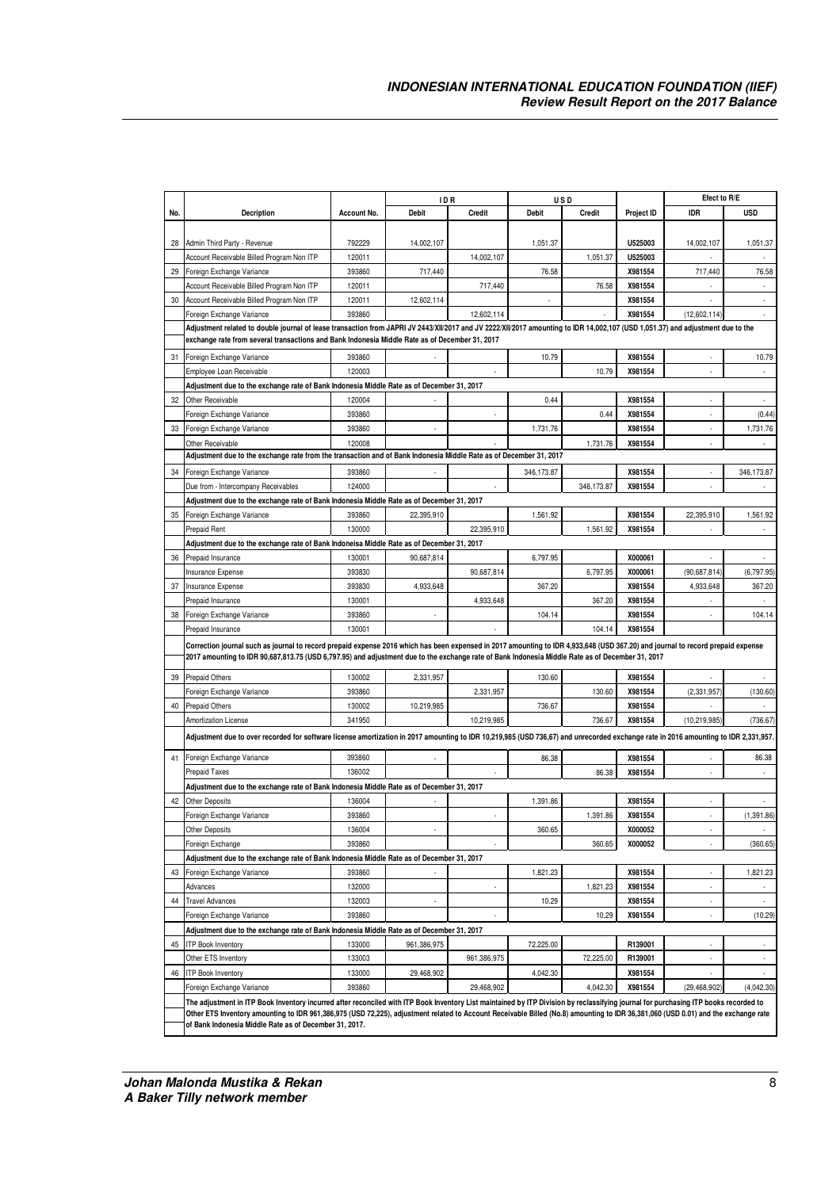| No. | Decription | Account No. | IDR | | USD | | Project ID | Efect to R/E | |
|---|---|---|---|---|---|---|---|---|---|
| | | | Debit | Credit | Debit | Credit | | IDR | USD |
| 28 | Admin Third Party - Revenue | 792229 | 14,002,107 | | 1,051.37 | | U525003 | 14,002,107 | 1,051.37 |
| | Account Receivable Billed Program Non ITP | 120011 | | 14,002,107 | | 1,051.37 | U525003 | - | - |
| 29 | Foreign Exchange Variance | 393860 | 717,440 | | 76.58 | | X981554 | 717,440 | 76.58 |
| | Account Receivable Billed Program Non ITP | 120011 | | 717,440 | | 76.58 | X981554 | - | - |
| 30 | Account Receivable Billed Program Non ITP | 120011 | 12,602,114 | | - | | X981554 | - | - |
| | Foreign Exchange Variance | 393860 | | 12,602,114 | | - | X981554 | (12,602,114) | - |
| | **Adjustment related to double journal of lease transaction from JAPRI JV 2443/XII/2017 and JV 2222/XII/2017 amounting to IDR 14,002,107 (USD 1,051.37) and adjustment due to the exchange rate from several transactions and Bank Indonesia Middle Rate as of December 31, 2017** | | | | | | | | |
| 31 | Foreign Exchange Variance | 393860 | - | | 10.79 | | X981554 | - | 10.79 |
| | Employee Loan Receivable | 120003 | | - | | 10.79 | X981554 | - | - |
| | **Adjustment due to the exchange rate of Bank Indonesia Middle Rate as of December 31, 2017** | | | | | | | | |
| 32 | Other Receivable | 120004 | - | | 0.44 | | X981554 | - | - |
| | Foreign Exchange Variance | 393860 | | - | | 0.44 | X981554 | - | (0.44) |
| 33 | Foreign Exchange Variance | 393860 | - | | 1,731.76 | | X981554 | - | 1,731.76 |
| | Other Receivable | 120008 | | - | | 1,731.76 | X981554 | - | - |
| | **Adjustment due to the exchange rate from the transaction and of Bank Indonesia Middle Rate as of December 31, 2017** | | | | | | | | |
| 34 | Foreign Exchange Variance | 393860 | - | | 346,173.87 | | X981554 | - | 346,173.87 |
| | Due from - Intercompany Receivables | 124000 | | - | | 346,173.87 | X981554 | - | - |
| | **Adjustment due to the exchange rate of Bank Indonesia Middle Rate as of December 31, 2017** | | | | | | | | |
| 35 | Foreign Exchange Variance | 393860 | 22,395,910 | | 1,561.92 | | X981554 | 22,395,910 | 1,561.92 |
| | Prepaid Rent | 130000 | | 22,395,910 | | 1,561.92 | X981554 | - | - |
| | **Adjustment due to the exchange rate of Bank Indoneisa Middle Rate as of December 31, 2017** | | | | | | | | |
| 36 | Prepaid Insurance | 130001 | 90,687,814 | | 6,797.95 | | X000061 | - | - |
| | Insurance Expense | 393830 | | 90,687,814 | | 6,797.95 | X000061 | (90,687,814) | (6,797.95) |
| 37 | Insurance Expense | 393830 | 4,933,648 | | 367.20 | | X981554 | 4,933,648 | 367.20 |
| | Prepaid Insurance | 130001 | | 4,933,648 | | 367.20 | X981554 | - | - |
| 38 | Foreign Exchange Variance | 393860 | - | | 104.14 | | X981554 | - | 104.14 |
| | Prepaid Insurance | 130001 | | - | | 104.14 | X981554 | | |
| | **Correction journal such as journal to record prepaid expense 2016 which has been expensed in 2017 amounting to IDR 4,933,648 (USD 367.20) and journal to record prepaid expense 2017 amounting to IDR 90,687,813.75 (USD 6,797.95) and adjustment due to the exchange rate of Bank Indonesia Middle Rate as of December 31, 2017** | | | | | | | | |
| 39 | Prepaid Others | 130002 | 2,331,957 | | 130.60 | | X981554 | - | - |
| | Foreign Exchange Variance | 393860 | | 2,331,957 | | 130.60 | X981554 | (2,331,957) | (130.60) |
| 40 | Prepaid Others | 130002 | 10,219,985 | | 736.67 | | X981554 | - | - |
| | Amortization License | 341950 | | 10,219,985 | | 736.67 | X981554 | (10,219,985) | (736.67) |
| | **Adjustment due to over recorded for software license amortization in 2017 amounting to IDR 10,219,985 (USD 736,67) and unrecorded exchange rate in 2016 amounting to IDR 2,331,957.** | | | | | | | | |
| 41 | Foreign Exchange Variance | 393860 | - | | 86.38 | | X981554 | - | 86.38 |
| | Prepaid Taxes | 136002 | | - | | 86.38 | X981554 | - | - |
| | **Adjustment due to the exchange rate of Bank Indonesia Middle Rate as of December 31, 2017** | | | | | | | | |
| 42 | Other Deposits | 136004 | - | | 1,391.86 | | X981554 | - | - |
| | Foreign Exchange Variance | 393860 | | - | | 1,391.86 | X981554 | - | (1,391.86) |
| | Other Deposits | 136004 | - | | 360.65 | | X000052 | - | - |
| | Foreign Exchange | 393860 | | - | | 360.65 | X000052 | - | (360.65) |
| | **Adjustment due to the exchange rate of Bank Indonesia Middle Rate as of December 31, 2017** | | | | | | | | |
| 43 | Foreign Exchange Variance | 393860 | - | | 1,821.23 | | X981554 | - | 1,821.23 |
| | Advances | 132000 | | - | | 1,821.23 | X981554 | - | - |
| 44 | Travel Advances | 132003 | - | | 10.29 | | X981554 | - | - |
| | Foreign Exchange Variance | 393860 | | - | | 10.29 | X981554 | - | (10.29) |
| | **Adjustment due to the exchange rate of Bank Indonesia Middle Rate as of December 31, 2017** | | | | | | | | |
| 45 | ITP Book Inventory | 133000 | 961,386,975 | | 72,225.00 | | R139001 | - | - |
| | Other ETS Inventory | 133003 | | 961,386,975 | | 72,225.00 | R139001 | - | - |
| 46 | ITP Book Inventory | 133000 | 29,468,902 | | 4,042.30 | | X981554 | - | - |
| | Foreign Exchange Variance | 393860 | | 29,468,902 | | 4,042.30 | X981554 | (29,468,902) | (4,042.30) |
| | **The adjustment in ITP Book Inventory incurred after reconciled with ITP Book Inventory List maintained by ITP Division by reclassifying journal for purchasing ITP books recorded to Other ETS Inventory amounting to IDR 961,386,975 (USD 72,225), adjustment related to Account Receivable Billed (No.8) amounting to IDR 36,381,060 (USD 0.01) and the exchange rate of Bank Indonesia Middle Rate as of December 31, 2017.** | | | | | | | | |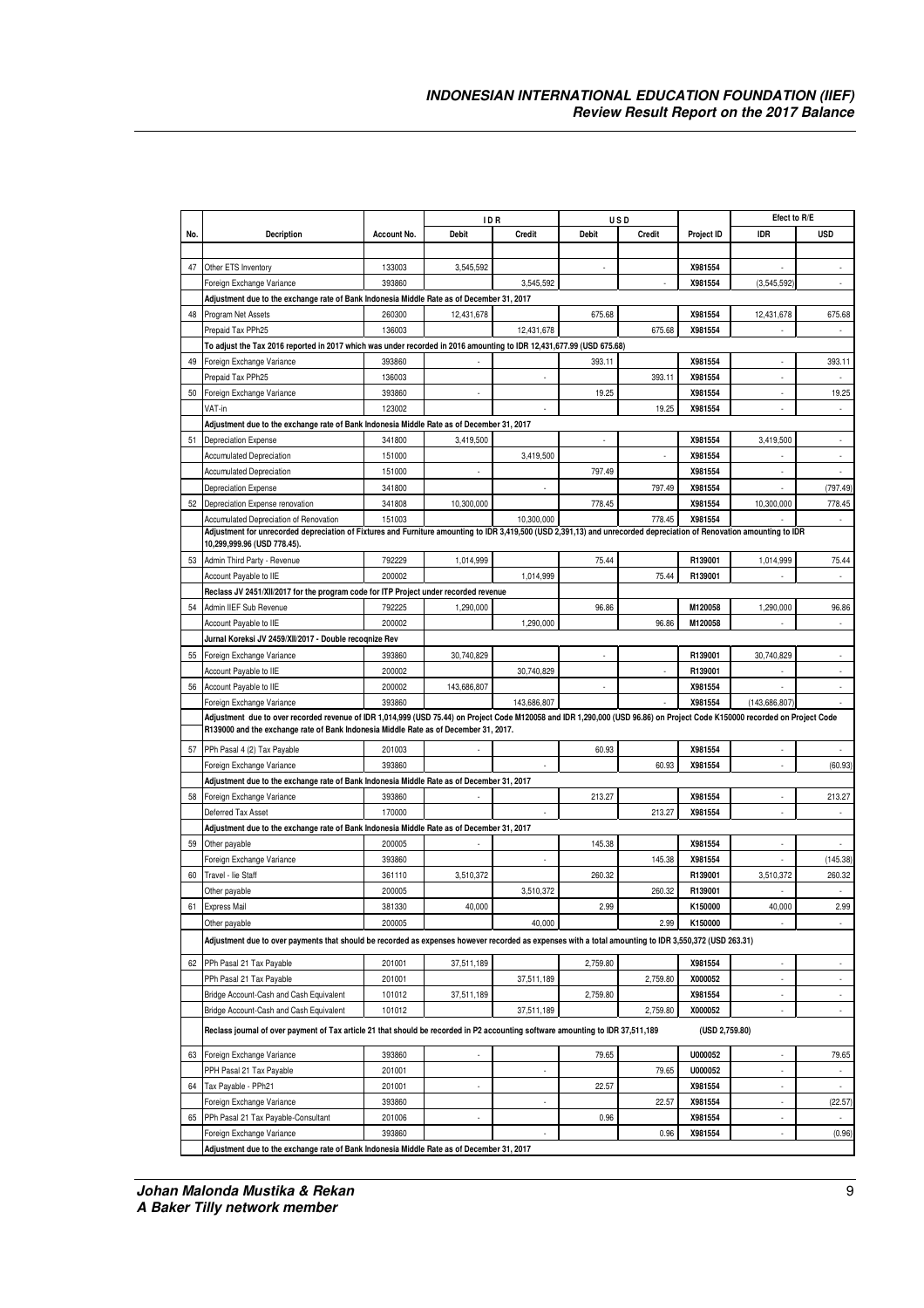| No. | Decription | Account No. | IDR | | USD | | Project ID | Efect to R/E | |
|---|---|---|---|---|---|---|---|---|---|
| | | | Debit | Credit | Debit | Credit | | IDR | USD |
| 47 | Other ETS Inventory | 133003 | 3,545,592 | | - | | X981554 | - | - |
| | Foreign Exchange Variance | 393860 | | 3,545,592 | | - | X981554 | (3,545,592) | - |
| | Adjustment due to the exchange rate of Bank Indonesia Middle Rate as of December 31, 2017 | | | | | | | | |
| 48 | Program Net Assets | 260300 | 12,431,678 | | 675.68 | | X981554 | 12,431,678 | 675.68 |
| | Prepaid Tax PPh25 | 136003 | | 12,431,678 | | 675.68 | X981554 | - | - |
| | To adjust the Tax 2016 reported in 2017 which was under recorded in 2016 amounting to IDR 12,431,677.99 (USD 675.68) | | | | | | | | |
| 49 | Foreign Exchange Variance | 393860 | - | | 393.11 | | X981554 | - | 393.11 |
| | Prepaid Tax PPh25 | 136003 | | - | | 393.11 | X981554 | - | - |
| 50 | Foreign Exchange Variance | 393860 | - | | 19.25 | | X981554 | - | 19.25 |
| | VAT-in | 123002 | | - | | 19.25 | X981554 | - | - |
| | Adjustment due to the exchange rate of Bank Indonesia Middle Rate as of December 31, 2017 | | | | | | | | |
| 51 | Depreciation Expense | 341800 | 3,419,500 | | - | | X981554 | 3,419,500 | - |
| | Accumulated Depreciation | 151000 | | 3,419,500 | | - | X981554 | - | - |
| | Accumulated Depreciation | 151000 | - | | 797.49 | | X981554 | - | - |
| | Depreciation Expense | 341800 | | - | | 797.49 | X981554 | - | (797.49) |
| 52 | Depreciation Expense renovation | 341808 | 10,300,000 | | 778.45 | | X981554 | 10,300,000 | 778.45 |
| | Accumulated Depreciation of Renovation | 151003 | | 10,300,000 | | 778.45 | X981554 | - | - |
| | Adjustment for unrecorded depreciation of Fixtures and Furniture amounting to IDR 3,419,500 (USD 2,391,13) and unrecorded depreciation of Renovation amounting to IDR 10,299,999.96 (USD 778.45). | | | | | | | | |
| 53 | Admin Third Party - Revenue | 792229 | 1,014,999 | | 75.44 | | R139001 | 1,014,999 | 75.44 |
| | Account Payable to IIE | 200002 | | 1,014,999 | | 75.44 | R139001 | - | - |
| | Reclass JV 2451/XII/2017 for the program code for ITP Project under recorded revenue | | | | | | | | |
| 54 | Admin IIEF Sub Revenue | 792225 | 1,290,000 | | 96.86 | | M120058 | 1,290,000 | 96.86 |
| | Account Payable to IIE | 200002 | | 1,290,000 | | 96.86 | M120058 | - | - |
| | Jurnal Koreksi JV 2459/XII/2017 - Double recognize Rev | | | | | | | | |
| 55 | Foreign Exchange Variance | 393860 | 30,740,829 | | - | | R139001 | 30,740,829 | - |
| | Account Payable to IIE | 200002 | | 30,740,829 | | - | R139001 | - | - |
| 56 | Account Payable to IIE | 200002 | 143,686,807 | | - | | X981554 | - | - |
| | Foreign Exchange Variance | 393860 | | 143,686,807 | | - | X981554 | (143,686,807) | - |
| | Adjustment due to over recorded revenue of IDR 1,014,999 (USD 75.44) on Project Code M120058 and IDR 1,290,000 (USD 96.86) on Project Code K150000 recorded on Project Code R139000 and the exchange rate of Bank Indonesia Middle Rate as of December 31, 2017. | | | | | | | | |
| 57 | PPh Pasal 4 (2) Tax Payable | 201003 | - | | 60.93 | | X981554 | - | - |
| | Foreign Exchange Variance | 393860 | | - | | 60.93 | X981554 | - | (60.93) |
| | Adjustment due to the exchange rate of Bank Indonesia Middle Rate as of December 31, 2017 | | | | | | | | |
| 58 | Foreign Exchange Variance | 393860 | - | | 213.27 | | X981554 | - | 213.27 |
| | Deferred Tax Asset | 170000 | | - | | 213.27 | X981554 | - | - |
| | Adjustment due to the exchange rate of Bank Indonesia Middle Rate as of December 31, 2017 | | | | | | | | |
| 59 | Other payable | 200005 | - | | 145.38 | | X981554 | - | - |
| | Foreign Exchange Variance | 393860 | | - | | 145.38 | X981554 | - | (145.38) |
| 60 | Travel - Iie Staff | 361110 | 3,510,372 | | 260.32 | | R139001 | 3,510,372 | 260.32 |
| | Other payable | 200005 | | 3,510,372 | | 260.32 | R139001 | - | - |
| 61 | Express Mail | 381330 | 40,000 | | 2.99 | | K150000 | 40,000 | 2.99 |
| | Other payable | 200005 | | 40,000 | | 2.99 | K150000 | - | - |
| | Adjustment due to over payments that should be recorded as expenses however recorded as expenses with a total amounting to IDR 3,550,372 (USD 263.31) | | | | | | | | |
| 62 | PPh Pasal 21 Tax Payable | 201001 | 37,511,189 | | 2,759.80 | | X981554 | - | - |
| | PPh Pasal 21 Tax Payable | 201001 | | 37,511,189 | | 2,759.80 | X000052 | - | - |
| | Bridge Account-Cash and Cash Equivalent | 101012 | 37,511,189 | | 2,759.80 | | X981554 | - | - |
| | Bridge Account-Cash and Cash Equivalent | 101012 | | 37,511,189 | | 2,759.80 | X000052 | - | - |
| | Reclass journal of over payment of Tax article 21 that should be recorded in P2 accounting software amounting to IDR 37,511,189 | | | | | | (USD 2,759.80) | | |
| 63 | Foreign Exchange Variance | 393860 | - | | 79.65 | | U000052 | - | 79.65 |
| | PPH Pasal 21 Tax Payable | 201001 | | - | | 79.65 | U000052 | - | - |
| 64 | Tax Payable - PPh21 | 201001 | - | | 22.57 | | X981554 | - | - |
| | Foreign Exchange Variance | 393860 | | - | | 22.57 | X981554 | - | (22.57) |
| 65 | PPh Pasal 21 Tax Payable-Consultant | 201006 | - | | 0.96 | | X981554 | - | - |
| | Foreign Exchange Variance | 393860 | | - | | 0.96 | X981554 | - | (0.96) |
| | Adjustment due to the exchange rate of Bank Indonesia Middle Rate as of December 31, 2017 | | | | | | | | |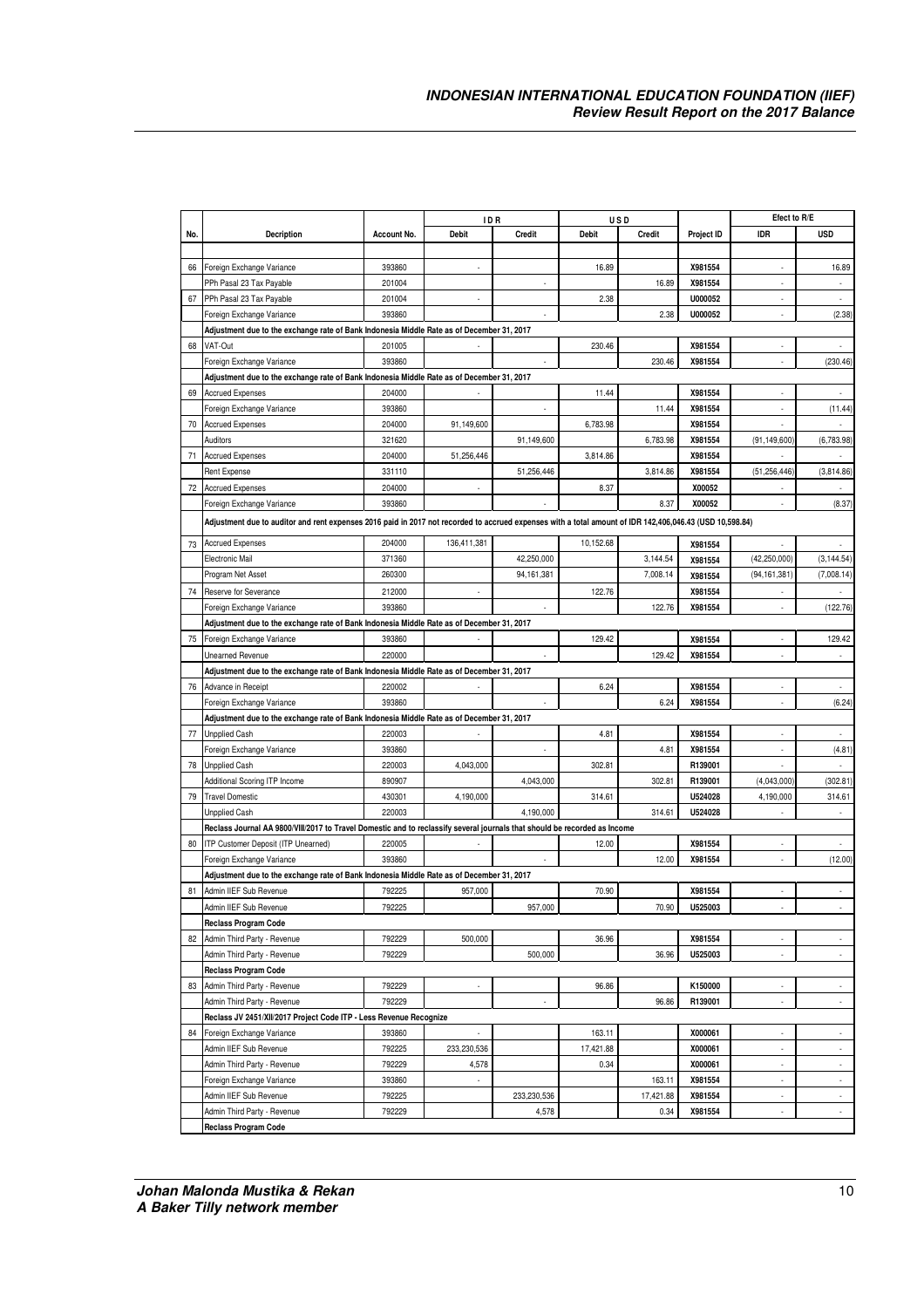| No. | Decription | Account No. | IDR Debit | IDR Credit | USD Debit | USD Credit | Project ID | Efect to R/E IDR | Efect to R/E USD |
|---|---|---|---|---|---|---|---|---|---|
| 66 | Foreign Exchange Variance | 393860 | - | | 16.89 | | X981554 | - | 16.89 |
| | PPh Pasal 23 Tax Payable | 201004 | | - | | 16.89 | X981554 | - | - |
| 67 | PPh Pasal 23 Tax Payable | 201004 | - | | 2.38 | | U000052 | - | - |
| | Foreign Exchange Variance | 393860 | | - | | 2.38 | U000052 | - | (2.38) |
| | **Adjustment due to the exchange rate of Bank Indonesia Middle Rate as of December 31, 2017** | | | | | | | | |
| 68 | VAT-Out | 201005 | - | | 230.46 | | X981554 | - | - |
| | Foreign Exchange Variance | 393860 | | - | | 230.46 | X981554 | - | (230.46) |
| | **Adjustment due to the exchange rate of Bank Indonesia Middle Rate as of December 31, 2017** | | | | | | | | |
| 69 | Accrued Expenses | 204000 | - | | 11.44 | | X981554 | - | - |
| | Foreign Exchange Variance | 393860 | | - | | 11.44 | X981554 | - | (11.44) |
| 70 | Accrued Expenses | 204000 | 91,149,600 | | 6,783.98 | | X981554 | - | - |
| | Auditors | 321620 | | 91,149,600 | | 6,783.98 | X981554 | (91,149,600) | (6,783.98) |
| 71 | Accrued Expenses | 204000 | 51,256,446 | | 3,814.86 | | X981554 | - | - |
| | Rent Expense | 331110 | | 51,256,446 | | 3,814.86 | X981554 | (51,256,446) | (3,814.86) |
| 72 | Accrued Expenses | 204000 | - | | 8.37 | | X00052 | - | - |
| | Foreign Exchange Variance | 393860 | | - | | 8.37 | X00052 | - | (8.37) |
| | **Adjustment due to auditor and rent expenses 2016 paid in 2017 not recorded to accrued expenses with a total amount of IDR 142,406,046.43 (USD 10,598.84)** | | | | | | | | |
| 73 | Accrued Expenses | 204000 | 136,411,381 | | 10,152.68 | | X981554 | - | - |
| | Electronic Mail | 371360 | | 42,250,000 | | 3,144.54 | X981554 | (42,250,000) | (3,144.54) |
| | Program Net Asset | 260300 | | 94,161,381 | | 7,008.14 | X981554 | (94,161,381) | (7,008.14) |
| 74 | Reserve for Severance | 212000 | - | | 122.76 | | X981554 | - | - |
| | Foreign Exchange Variance | 393860 | | - | | 122.76 | X981554 | - | (122.76) |
| | **Adjustment due to the exchange rate of Bank Indonesia Middle Rate as of December 31, 2017** | | | | | | | | |
| 75 | Foreign Exchange Variance | 393860 | - | | 129.42 | | X981554 | - | 129.42 |
| | Unearned Revenue | 220000 | | - | | 129.42 | X981554 | - | - |
| | **Adjustment due to the exchange rate of Bank Indonesia Middle Rate as of December 31, 2017** | | | | | | | | |
| 76 | Advance in Receipt | 220002 | - | | 6.24 | | X981554 | - | - |
| | Foreign Exchange Variance | 393860 | | - | | 6.24 | X981554 | - | (6.24) |
| | **Adjustment due to the exchange rate of Bank Indonesia Middle Rate as of December 31, 2017** | | | | | | | | |
| 77 | Unpplied Cash | 220003 | - | | 4.81 | | X981554 | - | - |
| | Foreign Exchange Variance | 393860 | | - | | 4.81 | X981554 | - | (4.81) |
| 78 | Unpplied Cash | 220003 | 4,043,000 | | 302.81 | | R139001 | - | - |
| | Additional Scoring ITP Income | 890907 | | 4,043,000 | | 302.81 | R139001 | (4,043,000) | (302.81) |
| 79 | Travel Domestic | 430301 | 4,190,000 | | 314.61 | | U524028 | 4,190,000 | 314.61 |
| | Unpplied Cash | 220003 | | 4,190,000 | | 314.61 | U524028 | - | - |
| | **Reclass Journal AA 9800/VIII/2017 to Travel Domestic and to reclassify several journals that should be recorded as Income** | | | | | | | | |
| 80 | ITP Customer Deposit (ITP Unearned) | 220005 | - | | 12.00 | | X981554 | - | - |
| | Foreign Exchange Variance | 393860 | | - | | 12.00 | X981554 | - | (12.00) |
| | **Adjustment due to the exchange rate of Bank Indonesia Middle Rate as of December 31, 2017** | | | | | | | | |
| 81 | Admin IIEF Sub Revenue | 792225 | 957,000 | | 70.90 | | X981554 | - | - |
| | Admin IIEF Sub Revenue | 792225 | | 957,000 | | 70.90 | U525003 | - | - |
| | **Reclass Program Code** | | | | | | | | |
| 82 | Admin Third Party - Revenue | 792229 | 500,000 | | 36.96 | | X981554 | - | - |
| | Admin Third Party - Revenue | 792229 | | 500,000 | | 36.96 | U525003 | - | - |
| | **Reclass Program Code** | | | | | | | | |
| 83 | Admin Third Party - Revenue | 792229 | - | | 96.86 | | K150000 | - | - |
| | Admin Third Party - Revenue | 792229 | | - | | 96.86 | R139001 | - | - |
| | **Reclass JV 2451/XII/2017 Project Code ITP - Less Revenue Recognize** | | | | | | | | |
| 84 | Foreign Exchange Variance | 393860 | - | | 163.11 | | X000061 | - | - |
| | Admin IIEF Sub Revenue | 792225 | 233,230,536 | | 17,421.88 | | X000061 | - | - |
| | Admin Third Party - Revenue | 792229 | 4,578 | | 0.34 | | X000061 | - | - |
| | Foreign Exchange Variance | 393860 | - | | | 163.11 | X981554 | - | - |
| | Admin IIEF Sub Revenue | 792225 | | 233,230,536 | | 17,421.88 | X981554 | - | - |
| | Admin Third Party - Revenue | 792229 | | 4,578 | | 0.34 | X981554 | - | - |
| | **Reclass Program Code** | | | | | | | | |

**Johan Malonda Mustika & Rekan**
**A Baker Tilly network member**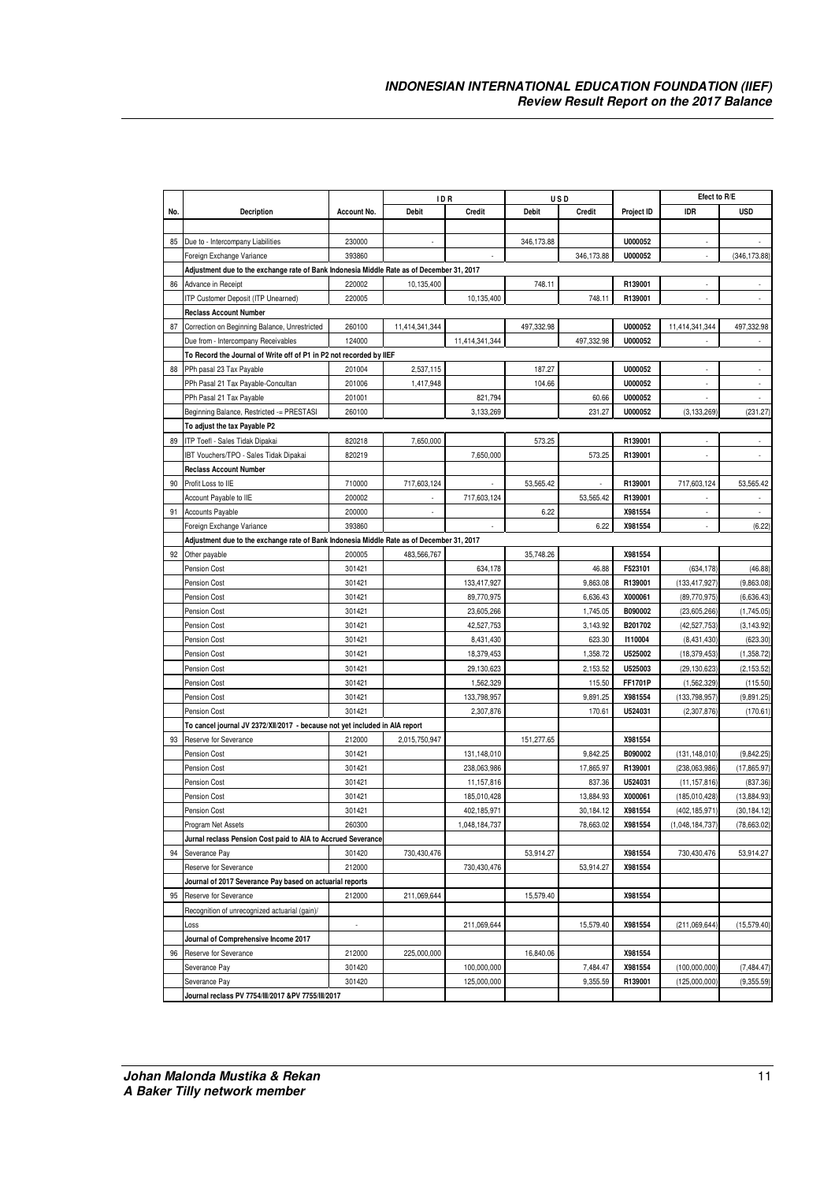| No. | Decription | Account No. | IDR | | USD | | Project ID | Efect to R/E | |
|---|---|---|---|---|---|---|---|---|---|
| | | | Debit | Credit | Debit | Credit | | IDR | USD |
| 85 | Due to - Intercompany Liabilities | 230000 | - | | 346,173.88 | | U000052 | - | - |
| | Foreign Exchange Variance | 393860 | | - | | 346,173.88 | U000052 | - | (346,173.88) |
| | Adjustment due to the exchange rate of Bank Indonesia Middle Rate as of December 31, 2017 | | | | | | | | |
| 86 | Advance in Receipt | 220002 | 10,135,400 | | 748.11 | | R139001 | - | - |
| | ITP Customer Deposit (ITP Unearned) | 220005 | | 10,135,400 | | 748.11 | R139001 | - | - |
| | Reclass Account Number | | | | | | | | |
| 87 | Correction on Beginning Balance, Unrestricted | 260100 | 11,414,341,344 | | 497,332.98 | | U000052 | 11,414,341,344 | 497,332.98 |
| | Due from - Intercompany Receivables | 124000 | | 11,414,341,344 | | 497,332.98 | U000052 | - | - |
| | To Record the Journal of Write off of P1 in P2 not recorded by IIEF | | | | | | | | |
| 88 | PPh pasal 23 Tax Payable | 201004 | 2,537,115 | | 187.27 | | U000052 | - | - |
| | PPh Pasal 21 Tax Payable-Concultan | 201006 | 1,417,948 | | 104.66 | | U000052 | - | - |
| | PPh Pasal 21 Tax Payable | 201001 | | 821,794 | | 60.66 | U000052 | - | - |
| | Beginning Balance, Restricted -= PRESTASI | 260100 | | 3,133,269 | | 231.27 | U000052 | (3,133,269) | (231.27) |
| | To adjust the tax Payable P2 | | | | | | | | |
| 89 | ITP Toefl - Sales Tidak Dipakai | 820218 | 7,650,000 | | 573.25 | | R139001 | - | - |
| | IBT Vouchers/TPO - Sales Tidak Dipakai | 820219 | | 7,650,000 | | 573.25 | R139001 | - | - |
| | Reclass Account Number | | | | | | | | |
| 90 | Profit Loss to IIE | 710000 | 717,603,124 | - | 53,565.42 | - | R139001 | 717,603,124 | 53,565.42 |
| | Account Payable to IIE | 200002 | - | 717,603,124 | | 53,565.42 | R139001 | - | - |
| 91 | Accounts Payable | 200000 | - | | 6.22 | | X981554 | - | - |
| | Foreign Exchange Variance | 393860 | | - | | 6.22 | X981554 | - | (6.22) |
| | Adjustment due to the exchange rate of Bank Indonesia Middle Rate as of December 31, 2017 | | | | | | | | |
| 92 | Other payable | 200005 | 483,566,767 | | 35,748.26 | | X981554 | | |
| | Pension Cost | 301421 | | 634,178 | | 46.88 | F523101 | (634,178) | (46.88) |
| | Pension Cost | 301421 | | 133,417,927 | | 9,863.08 | R139001 | (133,417,927) | (9,863.08) |
| | Pension Cost | 301421 | | 89,770,975 | | 6,636.43 | X000061 | (89,770,975) | (6,636.43) |
| | Pension Cost | 301421 | | 23,605,266 | | 1,745.05 | B090002 | (23,605,266) | (1,745.05) |
| | Pension Cost | 301421 | | 42,527,753 | | 3,143.92 | B201702 | (42,527,753) | (3,143.92) |
| | Pension Cost | 301421 | | 8,431,430 | | 623.30 | I110004 | (8,431,430) | (623.30) |
| | Pension Cost | 301421 | | 18,379,453 | | 1,358.72 | U525002 | (18,379,453) | (1,358.72) |
| | Pension Cost | 301421 | | 29,130,623 | | 2,153.52 | U525003 | (29,130,623) | (2,153.52) |
| | Pension Cost | 301421 | | 1,562,329 | | 115.50 | FF1701P | (1,562,329) | (115.50) |
| | Pension Cost | 301421 | | 133,798,957 | | 9,891.25 | X981554 | (133,798,957) | (9,891.25) |
| | Pension Cost | 301421 | | 2,307,876 | | 170.61 | U524031 | (2,307,876) | (170.61) |
| | To cancel journal JV 2372/XII/2017 - because not yet included in AIA report | | | | | | | | |
| 93 | Reserve for Severance | 212000 | 2,015,750,947 | | 151,277.65 | | X981554 | | |
| | Pension Cost | 301421 | | 131,148,010 | | 9,842.25 | B090002 | (131,148,010) | (9,842.25) |
| | Pension Cost | 301421 | | 238,063,986 | | 17,865.97 | R139001 | (238,063,986) | (17,865.97) |
| | Pension Cost | 301421 | | 11,157,816 | | 837.36 | U524031 | (11,157,816) | (837.36) |
| | Pension Cost | 301421 | | 185,010,428 | | 13,884.93 | X000061 | (185,010,428) | (13,884.93) |
| | Pension Cost | 301421 | | 402,185,971 | | 30,184.12 | X981554 | (402,185,971) | (30,184.12) |
| | Program Net Assets | 260300 | | 1,048,184,737 | | 78,663.02 | X981554 | (1,048,184,737) | (78,663.02) |
| | Jurnal reclass Pension Cost paid to AIA to Accrued Severance | | | | | | | | |
| 94 | Severance Pay | 301420 | 730,430,476 | | 53,914.27 | | X981554 | 730,430,476 | 53,914.27 |
| | Reserve for Severance | 212000 | | 730,430,476 | | 53,914.27 | X981554 | | |
| | Journal of 2017 Severance Pay based on actuarial reports | | | | | | | | |
| 95 | Reserve for Severance | 212000 | 211,069,644 | | 15,579.40 | | X981554 | | |
| | Recognition of unrecognized actuarial (gain)/ | | | | | | | | |
| | Loss | - | | 211,069,644 | | 15,579.40 | X981554 | (211,069,644) | (15,579.40) |
| | Journal of Comprehensive Income 2017 | | | | | | | | |
| 96 | Reserve for Severance | 212000 | 225,000,000 | | 16,840.06 | | X981554 | | |
| | Severance Pay | 301420 | | 100,000,000 | | 7,484.47 | X981554 | (100,000,000) | (7,484.47) |
| | Severance Pay | 301420 | | 125,000,000 | | 9,355.59 | R139001 | (125,000,000) | (9,355.59) |
| | Journal reclass PV 7754/III/2017 &PV 7755/III/2017 | | | | | | | | |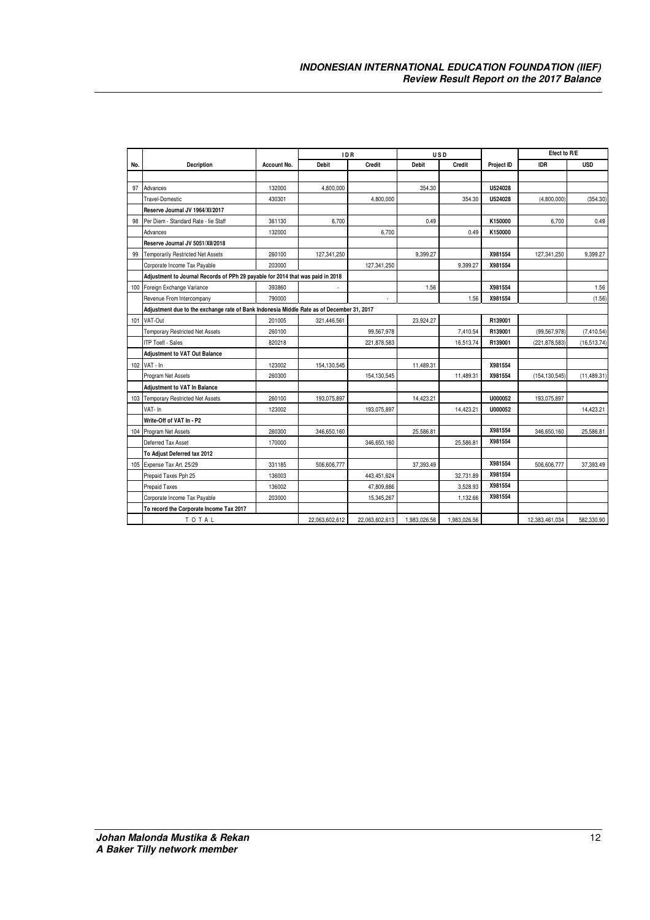| No. | Decription | Account No. | IDR | | USD | | Project ID | Efect to R/E | |
|---|---|---|---|---|---|---|---|---|---|
| | | | Debit | Credit | Debit | Credit | | IDR | USD |
| | | | | | | | | | |
| 97 | Advances | 132000 | 4,800,000 | | 354.30 | | U524028 | | |
| | Travel-Domestic | 430301 | | 4,800,000 | | 354.30 | U524028 | (4,800,000) | (354.30) |
| | **Reserve Journal JV 1964/XI/2017** | | | | | | | | |
| 98 | Per Diem - Standard Rate - Iie Staff | 361130 | 6,700 | | 0.49 | | K150000 | 6,700 | 0.49 |
| | Advances | 132000 | | 6,700 | | 0.49 | K150000 | | |
| | **Reserve Journal JV 5051/XII/2018** | | | | | | | | |
| 99 | Temporarily Restricted Net Assets | 260100 | 127,341,250 | | 9,399.27 | | X981554 | 127,341,250 | 9,399.27 |
| | Corporate Income Tax Payable | 203000 | | 127,341,250 | | 9,399.27 | X981554 | | |
| | **Adjustment to Journal Records of PPh 29 payable for 2014 that was paid in 2018** | | | | | | | | |
| 100 | Foreign Exchange Variance | 393860 | - | | 1.56 | | X981554 | | 1.56 |
| | Revenue From Intercompany | 790000 | | - | | 1.56 | X981554 | | (1.56) |
| | **Adjustment due to the exchange rate of Bank Indonesia Middle Rate as of December 31, 2017** | | | | | | | | |
| 101 | VAT-Out | 201005 | 321,446,561 | | 23,924.27 | | R139001 | | |
| | Temporary Restricted Net Assets | 260100 | | 99,567,978 | | 7,410.54 | R139001 | (99,567,978) | (7,410.54) |
| | ITP Toefl - Sales | 820218 | | 221,878,583 | | 16,513.74 | R139001 | (221,878,583) | (16,513.74) |
| | **Adjustment to VAT Out Balance** | | | | | | | | |
| 102 | VAT - In | 123002 | 154,130,545 | | 11,489.31 | | X981554 | | |
| | Program Net Assets | 260300 | | 154,130,545 | | 11,489.31 | X981554 | (154,130,545) | (11,489.31) |
| | **Adjustment to VAT In Balance** | | | | | | | | |
| 103 | Temporary Restricted Net Assets | 260100 | 193,075,897 | | 14,423.21 | | U000052 | 193,075,897 | |
| | VAT- In | 123002 | | 193,075,897 | | 14,423.21 | U000052 | | 14,423.21 |
| | **Write-Off of VAT In - P2** | | | | | | | | |
| 104 | Program Net Assets | 260300 | 346,650,160 | | 25,586.81 | | X981554 | 346,650,160 | 25,586.81 |
| | Deferred Tax Asset | 170000 | | 346,650,160 | | 25,586.81 | X981554 | | |
| | **To Adjust Deferred tax 2012** | | | | | | | | |
| 105 | Expense Tax Art. 25/29 | 331185 | 506,606,777 | | 37,393.49 | | X981554 | 506,606,777 | 37,393.49 |
| | Prepaid Taxes Pph 25 | 136003 | | 443,451,624 | | 32,731.89 | X981554 | | |
| | Prepaid Taxes | 136002 | | 47,809,886 | | 3,528.93 | X981554 | | |
| | Corporate Income Tax Payable | 203000 | | 15,345,267 | | 1,132.66 | X981554 | | |
| | **To record the Corporate Income Tax 2017** | | | | | | | | |
| | TOTAL | | 22,063,602,612 | 22,063,602,613 | 1,983,026.56 | 1,983,026.56 | | 12,383,461,034 | 582,330.90 |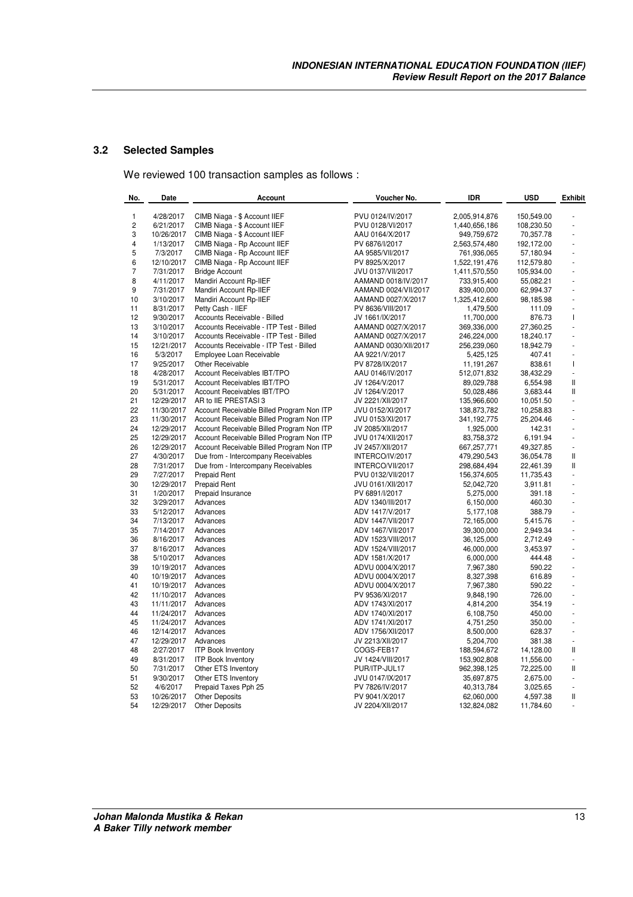## 3.2 Selected Samples

We reviewed 100 transaction samples as follows :

| No. | Date | Account | Voucher No. | IDR | USD | Exhibit |
|---|---|---|---|---|---|---|
| 1 | 4/28/2017 | CIMB Niaga - $ Account IIEF | PVU 0124/IV/2017 | 2,005,914,876 | 150,549.00 | - |
| 2 | 6/21/2017 | CIMB Niaga - $ Account IIEF | PVU 0128/VI/2017 | 1,440,656,186 | 108,230.50 | - |
| 3 | 10/26/2017 | CIMB Niaga - $ Account IIEF | AAU 0164/X/2017 | 949,759,672 | 70,357.78 | - |
| 4 | 1/13/2017 | CIMB Niaga - Rp Account IIEF | PV 6876/I/2017 | 2,563,574,480 | 192,172.00 | - |
| 5 | 7/3/2017 | CIMB Niaga - Rp Account IIEF | AA 9585/VII/2017 | 761,936,065 | 57,180.94 | - |
| 6 | 12/10/2017 | CIMB Niaga - Rp Account IIEF | PV 8925/X/2017 | 1,522,191,476 | 112,579.80 | - |
| 7 | 7/31/2017 | Bridge Account | JVU 0137/VII/2017 | 1,411,570,550 | 105,934.00 | - |
| 8 | 4/11/2017 | Mandiri Account Rp-IIEF | AAMAND 0018/IV/2017 | 733,915,400 | 55,082.21 | - |
| 9 | 7/31/2017 | Mandiri Account Rp-IIEF | AAMAND 0024/VII/2017 | 839,400,000 | 62,994.37 | - |
| 10 | 3/10/2017 | Mandiri Account Rp-IIEF | AAMAND 0027/X/2017 | 1,325,412,600 | 98,185.98 | - |
| 11 | 8/31/2017 | Petty Cash - IIEF | PV 8636/VIII/2017 | 1,479,500 | 111.09 | - |
| 12 | 9/30/2017 | Accounts Receivable - Billed | JV 1661/IX/2017 | 11,700,000 | 876.73 | I |
| 13 | 3/10/2017 | Accounts Receivable - ITP Test - Billed | AAMAND 0027/X/2017 | 369,336,000 | 27,360.25 | - |
| 14 | 3/10/2017 | Accounts Receivable - ITP Test - Billed | AAMAND 0027/X/2017 | 246,224,000 | 18,240.17 | - |
| 15 | 12/21/2017 | Accounts Receivable - ITP Test - Billed | AAMAND 0030/XII/2017 | 256,239,060 | 18,942.79 | - |
| 16 | 5/3/2017 | Employee Loan Receivable | AA 9221/V/2017 | 5,425,125 | 407.41 | - |
| 17 | 9/25/2017 | Other Receivable | PV 8728/IX/2017 | 11,191,267 | 838.61 | I |
| 18 | 4/28/2017 | Account Receivables IBT/TPO | AAU 0146/IV/2017 | 512,071,832 | 38,432.29 | - |
| 19 | 5/31/2017 | Account Receivables IBT/TPO | JV 1264/V/2017 | 89,029,788 | 6,554.98 | II |
| 20 | 5/31/2017 | Account Receivables IBT/TPO | JV 1264/V/2017 | 50,028,486 | 3,683.44 | II |
| 21 | 12/29/2017 | AR to IIE PRESTASI 3 | JV 2221/XII/2017 | 135,966,600 | 10,051.50 | - |
| 22 | 11/30/2017 | Account Receivable Billed Program Non ITP | JVU 0152/XI/2017 | 138,873,782 | 10,258.83 | - |
| 23 | 11/30/2017 | Account Receivable Billed Program Non ITP | JVU 0153/XI/2017 | 341,192,775 | 25,204.46 | - |
| 24 | 12/29/2017 | Account Receivable Billed Program Non ITP | JV 2085/XII/2017 | 1,925,000 | 142.31 | - |
| 25 | 12/29/2017 | Account Receivable Billed Program Non ITP | JVU 0174/XII/2017 | 83,758,372 | 6,191.94 | - |
| 26 | 12/29/2017 | Account Receivable Billed Program Non ITP | JV 2457/XII/2017 | 667,257,771 | 49,327.85 | - |
| 27 | 4/30/2017 | Due from - Intercompany Receivables | INTERCO/IV/2017 | 479,290,543 | 36,054.78 | II |
| 28 | 7/31/2017 | Due from - Intercompany Receivables | INTERCO/VII/2017 | 298,684,494 | 22,461.39 | II |
| 29 | 7/27/2017 | Prepaid Rent | PVU 0132/VII/2017 | 156,374,605 | 11,735.43 | - |
| 30 | 12/29/2017 | Prepaid Rent | JVU 0161/XII/2017 | 52,042,720 | 3,911.81 | - |
| 31 | 1/20/2017 | Prepaid Insurance | PV 6891/I/2017 | 5,275,000 | 391.18 | - |
| 32 | 3/29/2017 | Advances | ADV 1340/III/2017 | 6,150,000 | 460.30 | - |
| 33 | 5/12/2017 | Advances | ADV 1417/V/2017 | 5,177,108 | 388.79 | - |
| 34 | 7/13/2017 | Advances | ADV 1447/VII/2017 | 72,165,600 | 5,415.76 | - |
| 35 | 7/14/2017 | Advances | ADV 1467/VII/2017 | 39,300,000 | 2,949.34 | - |
| 36 | 8/16/2017 | Advances | ADV 1523/VIII/2017 | 36,125,000 | 2,712.49 | - |
| 37 | 8/16/2017 | Advances | ADV 1524/VIII/2017 | 46,000,000 | 3,453.97 | - |
| 38 | 5/10/2017 | Advances | ADV 1581/X/2017 | 6,000,000 | 444.48 | - |
| 39 | 10/19/2017 | Advances | ADVU 0004/X/2017 | 7,967,380 | 590.22 | - |
| 40 | 10/19/2017 | Advances | ADVU 0004/X/2017 | 8,327,398 | 616.89 | - |
| 41 | 10/19/2017 | Advances | ADVU 0004/X/2017 | 7,967,380 | 590.22 | - |
| 42 | 11/10/2017 | Advances | PV 9536/XI/2017 | 9,848,190 | 726.00 | - |
| 43 | 11/11/2017 | Advances | ADV 1743/XI/2017 | 4,814,200 | 354.19 | - |
| 44 | 11/24/2017 | Advances | ADV 1740/XI/2017 | 6,108,750 | 450.00 | - |
| 45 | 11/24/2017 | Advances | ADV 1741/XI/2017 | 4,751,250 | 350.00 | - |
| 46 | 12/14/2017 | Advances | ADV 1756/XII/2017 | 8,500,000 | 628.37 | - |
| 47 | 12/29/2017 | Advances | JV 2213/XII/2017 | 5,204,700 | 381.38 | - |
| 48 | 2/27/2017 | ITP Book Inventory | COGS-FEB17 | 188,594,672 | 14,128.00 | II |
| 49 | 8/31/2017 | ITP Book Inventory | JV 1424/VIII/2017 | 153,902,808 | 11,556.00 | - |
| 50 | 7/31/2017 | Other ETS Inventory | PUR/ITP-JUL17 | 962,398,125 | 72,225.00 | II |
| 51 | 9/30/2017 | Other ETS Inventory | JVU 0147/IX/2017 | 35,697,875 | 2,675.00 | - |
| 52 | 4/6/2017 | Prepaid Taxes Pph 25 | PV 7826/IV/2017 | 40,313,784 | 3,025.65 | - |
| 53 | 10/26/2017 | Other Deposits | PV 9041/X/2017 | 62,060,000 | 4,597.38 | II |
| 54 | 12/29/2017 | Other Deposits | JV 2204/XII/2017 | 132,824,082 | 11,784.60 | - |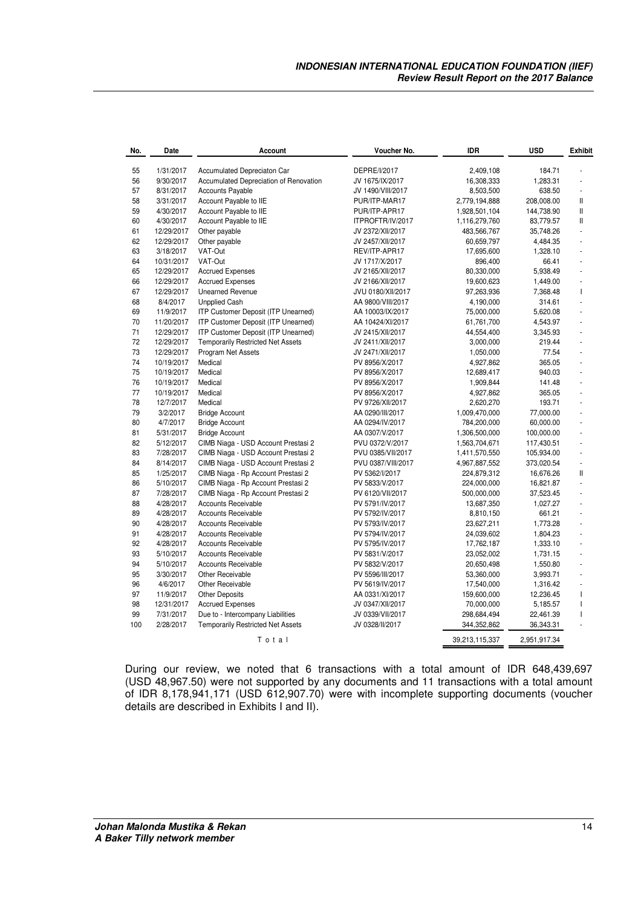| No. | Date | Account | Voucher No. | IDR | USD | Exhibit |
|---|---|---|---|---|---|---|
| 55 | 1/31/2017 | Accumulated Depreciaton Car | DEPRE/I/2017 | 2,409,108 | 184.71 | - |
| 56 | 9/30/2017 | Accumulated Depreciation of Renovation | JV 1675/IX/2017 | 16,308,333 | 1,283.31 | - |
| 57 | 8/31/2017 | Accounts Payable | JV 1490/VIII/2017 | 8,503,500 | 638.50 | - |
| 58 | 3/31/2017 | Account Payable to IIE | PUR/ITP-MAR17 | 2,779,194,888 | 208,008.00 | II |
| 59 | 4/30/2017 | Account Payable to IIE | PUR/ITP-APR17 | 1,928,501,104 | 144,738.90 | II |
| 60 | 4/30/2017 | Account Payable to IIE | ITPROFTR/IV/2017 | 1,116,279,760 | 83,779.57 | II |
| 61 | 12/29/2017 | Other payable | JV 2372/XII/2017 | 483,566,767 | 35,748.26 | - |
| 62 | 12/29/2017 | Other payable | JV 2457/XII/2017 | 60,659,797 | 4,484.35 | - |
| 63 | 3/18/2017 | VAT-Out | REV/ITP-APR17 | 17,695,600 | 1,328.10 | - |
| 64 | 10/31/2017 | VAT-Out | JV 1717/X/2017 | 896,400 | 66.41 | - |
| 65 | 12/29/2017 | Accrued Expenses | JV 2165/XII/2017 | 80,330,000 | 5,938.49 | - |
| 66 | 12/29/2017 | Accrued Expenses | JV 2166/XII/2017 | 19,600,623 | 1,449.00 | - |
| 67 | 12/29/2017 | Unearned Revenue | JVU 0180/XII/2017 | 97,263,936 | 7,368.48 | I |
| 68 | 8/4/2017 | Unpplied Cash | AA 9800/VIII/2017 | 4,190,000 | 314.61 | - |
| 69 | 11/9/2017 | ITP Customer Deposit (ITP Unearned) | AA 10003/IX/2017 | 75,000,000 | 5,620.08 | - |
| 70 | 11/20/2017 | ITP Customer Deposit (ITP Unearned) | AA 10424/XI/2017 | 61,761,700 | 4,543.97 | - |
| 71 | 12/29/2017 | ITP Customer Deposit (ITP Unearned) | JV 2415/XII/2017 | 44,554,400 | 3,345.93 | - |
| 72 | 12/29/2017 | Temporarily Restricted Net Assets | JV 2411/XII/2017 | 3,000,000 | 219.44 | - |
| 73 | 12/29/2017 | Program Net Assets | JV 2471/XII/2017 | 1,050,000 | 77.54 | - |
| 74 | 10/19/2017 | Medical | PV 8956/X/2017 | 4,927,862 | 365.05 | - |
| 75 | 10/19/2017 | Medical | PV 8956/X/2017 | 12,689,417 | 940.03 | - |
| 76 | 10/19/2017 | Medical | PV 8956/X/2017 | 1,909,844 | 141.48 | - |
| 77 | 10/19/2017 | Medical | PV 8956/X/2017 | 4,927,862 | 365.05 | - |
| 78 | 12/7/2017 | Medical | PV 9726/XII/2017 | 2,620,270 | 193.71 | - |
| 79 | 3/2/2017 | Bridge Account | AA 0290/III/2017 | 1,009,470,000 | 77,000.00 | - |
| 80 | 4/7/2017 | Bridge Account | AA 0294/IV/2017 | 784,200,000 | 60,000.00 | - |
| 81 | 5/31/2017 | Bridge Account | AA 0307/V/2017 | 1,306,500,000 | 100,000.00 | - |
| 82 | 5/12/2017 | CIMB Niaga - USD Account Prestasi 2 | PVU 0372/V/2017 | 1,563,704,671 | 117,430.51 | - |
| 83 | 7/28/2017 | CIMB Niaga - USD Account Prestasi 2 | PVU 0385/VII/2017 | 1,411,570,550 | 105,934.00 | - |
| 84 | 8/14/2017 | CIMB Niaga - USD Account Prestasi 2 | PVU 0387/VIII/2017 | 4,967,887,552 | 373,020.54 | - |
| 85 | 1/25/2017 | CIMB Niaga - Rp Account Prestasi 2 | PV 5362/I/2017 | 224,879,312 | 16,676.26 | II |
| 86 | 5/10/2017 | CIMB Niaga - Rp Account Prestasi 2 | PV 5833/V/2017 | 224,000,000 | 16,821.87 | - |
| 87 | 7/28/2017 | CIMB Niaga - Rp Account Prestasi 2 | PV 6120/VII/2017 | 500,000,000 | 37,523.45 | - |
| 88 | 4/28/2017 | Accounts Receivable | PV 5791/IV/2017 | 13,687,350 | 1,027.27 | - |
| 89 | 4/28/2017 | Accounts Receivable | PV 5792/IV/2017 | 8,810,150 | 661.21 | - |
| 90 | 4/28/2017 | Accounts Receivable | PV 5793/IV/2017 | 23,627,211 | 1,773.28 | - |
| 91 | 4/28/2017 | Accounts Receivable | PV 5794/IV/2017 | 24,039,602 | 1,804.23 | - |
| 92 | 4/28/2017 | Accounts Receivable | PV 5795/IV/2017 | 17,762,187 | 1,333.10 | - |
| 93 | 5/10/2017 | Accounts Receivable | PV 5831/V/2017 | 23,052,002 | 1,731.15 | - |
| 94 | 5/10/2017 | Accounts Receivable | PV 5832/V/2017 | 20,650,498 | 1,550.80 | - |
| 95 | 3/30/2017 | Other Receivable | PV 5596/III/2017 | 53,360,000 | 3,993.71 | - |
| 96 | 4/6/2017 | Other Receivable | PV 5619/IV/2017 | 17,540,000 | 1,316.42 | - |
| 97 | 11/9/2017 | Other Deposits | AA 0331/XI/2017 | 159,600,000 | 12,236.45 | I |
| 98 | 12/31/2017 | Accrued Expenses | JV 0347/XII/2017 | 70,000,000 | 5,185.57 | I |
| 99 | 7/31/2017 | Due to - Intercompany Liabilities | JV 0339/VII/2017 | 298,684,494 | 22,461.39 | I |
| 100 | 2/28/2017 | Temporarily Restricted Net Assets | JV 0328/II/2017 | 344,352,862 | 36,343.31 | - |
| | | Total | | 39,213,115,337 | 2,951,917.34 | |

During our review, we noted that 6 transactions with a total amount of IDR 648,439,697 (USD 48,967.50) were not supported by any documents and 11 transactions with a total amount of IDR 8,178,941,171 (USD 612,907.70) were with incomplete supporting documents (voucher details are described in Exhibits I and II).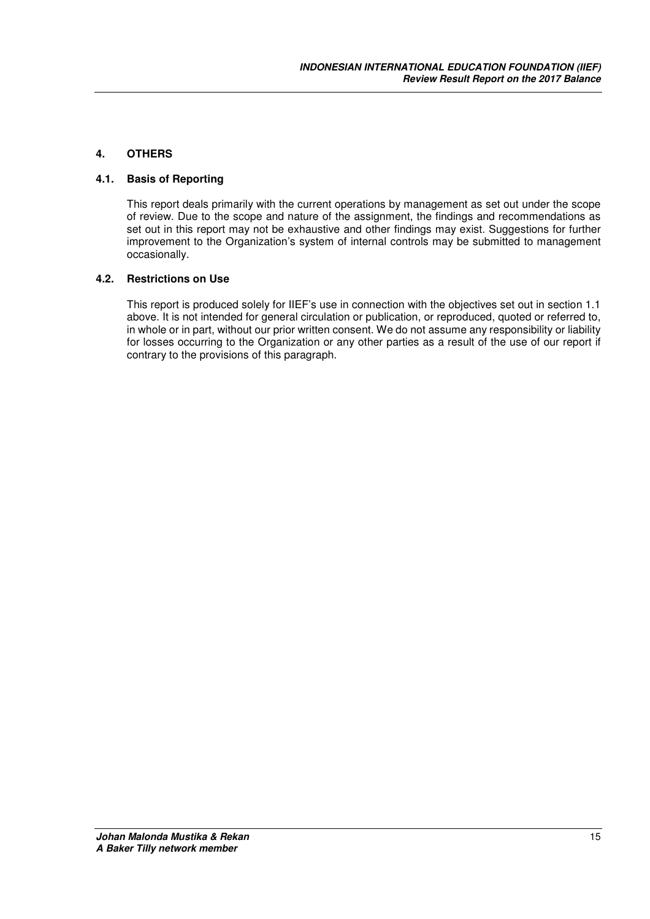## 4. OTHERS

### 4.1. Basis of Reporting

This report deals primarily with the current operations by management as set out under the scope of review. Due to the scope and nature of the assignment, the findings and recommendations as set out in this report may not be exhaustive and other findings may exist. Suggestions for further improvement to the Organization's system of internal controls may be submitted to management occasionally.

### 4.2. Restrictions on Use

This report is produced solely for IIEF's use in connection with the objectives set out in section 1.1 above. It is not intended for general circulation or publication, or reproduced, quoted or referred to, in whole or in part, without our prior written consent. We do not assume any responsibility or liability for losses occurring to the Organization or any other parties as a result of the use of our report if contrary to the provisions of this paragraph.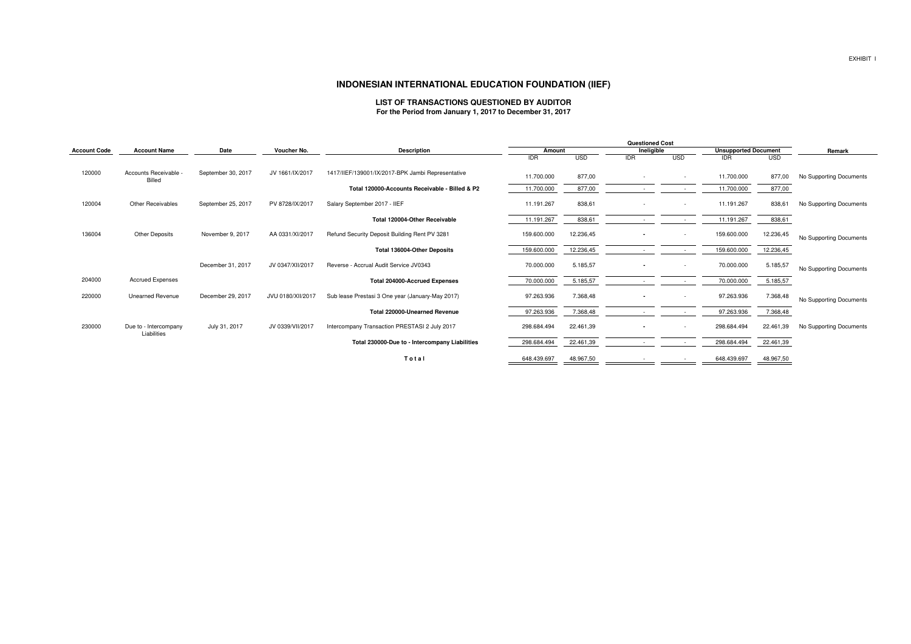EXHIBIT I

# INDONESIAN INTERNATIONAL EDUCATION FOUNDATION (IIEF)

## LIST OF TRANSACTIONS QUESTIONED BY AUDITOR

**For the Period from January 1, 2017 to December 31, 2017**

| Account Code | Account Name | Date | Voucher No. | Description | Questioned Cost | | | | | | Remark |
|---|---|---|---|---|---|---|---|---|---|---|---|
| | | | | | Amount | | Ineligible | | Unsupported Document | | |
| | | | | | IDR | USD | IDR | USD | IDR | USD | |
| 120000 | Accounts Receivable - Billed | September 30, 2017 | JV 1661/IX/2017 | 1417/IIEF/139001/IX/2017-BPK Jambi Representative | 11.700.000 | 877,00 | - | - | 11.700.000 | 877,00 | No Supporting Documents |
| | | | | **Total 120000-Accounts Receivable - Billed & P2** | 11.700.000 | 877,00 | - | - | 11.700.000 | 877,00 | |
| 120004 | Other Receivables | September 25, 2017 | PV 8728/IX/2017 | Salary September 2017 - IIEF | 11.191.267 | 838,61 | - | - | 11.191.267 | 838,61 | No Supporting Documents |
| | | | | **Total 120004-Other Receivable** | 11.191.267 | 838,61 | - | - | 11.191.267 | 838,61 | |
| 136004 | Other Deposits | November 9, 2017 | AA 0331/XI/2017 | Refund Security Deposit Building Rent PV 3281 | 159.600.000 | 12.236,45 | - | - | 159.600.000 | 12.236,45 | No Supporting Documents |
| | | | | **Total 136004-Other Deposits** | 159.600.000 | 12.236,45 | - | - | 159.600.000 | 12.236,45 | |
| | | December 31, 2017 | JV 0347/XII/2017 | Reverse - Accrual Audit Service JV0343 | 70.000.000 | 5.185,57 | - | - | 70.000.000 | 5.185,57 | No Supporting Documents |
| 204000 | Accrued Expenses | | | **Total 204000-Accrued Expenses** | 70.000.000 | 5.185,57 | - | - | 70.000.000 | 5.185,57 | |
| 220000 | Unearned Revenue | December 29, 2017 | JVU 0180/XII/2017 | Sub lease Prestasi 3 One year (January-May 2017) | 97.263.936 | 7.368,48 | - | - | 97.263.936 | 7.368,48 | No Supporting Documents |
| | | | | **Total 220000-Unearned Revenue** | 97.263.936 | 7.368,48 | - | - | 97.263.936 | 7.368,48 | |
| 230000 | Due to - Intercompany Liabilities | July 31, 2017 | JV 0339/VII/2017 | Intercompany Transaction PRESTASI 2 July 2017 | 298.684.494 | 22.461,39 | - | - | 298.684.494 | 22.461,39 | No Supporting Documents |
| | | | | **Total 230000-Due to - Intercompany Liabilities** | 298.684.494 | 22.461,39 | - | - | 298.684.494 | 22.461,39 | |
| | | | | **T o t a l** | 648.439.697 | 48.967,50 | - | - | 648.439.697 | 48.967,50 | |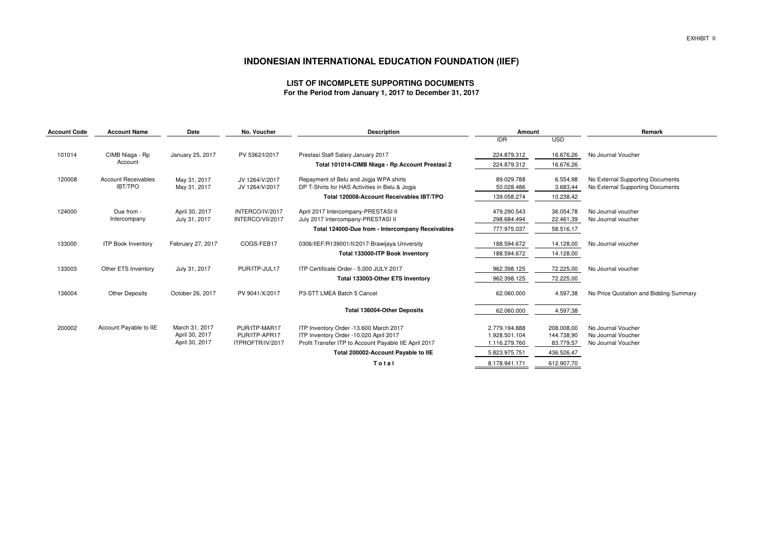EXHIBIT II

# INDONESIAN INTERNATIONAL EDUCATION FOUNDATION (IIEF)

## LIST OF INCOMPLETE SUPPORTING DOCUMENTS

**For the Period from January 1, 2017 to December 31, 2017**

| Account Code | Account Name | Date | No. Voucher | Description | Amount | | Remark |
|---|---|---|---|---|---|---|---|
| | | | | | IDR | USD | |
| 101014 | CIMB Niaga - Rp Account | January 25, 2017 | PV 5362/I/2017 | Prestasi Staff Salary January 2017 | 224.879.312 | 16.676,26 | No Journal Voucher |
| | | | | **Total 101014-CIMB Niaga - Rp Account Prestasi 2** | 224.879.312 | 16.676,26 | |
| 120008 | Account Receivables IBT/TPO | May 31, 2017 | JV 1264/V/2017 | Repayment of Belu and Jogja WPA shirts | 89.029.788 | 6.554,98 | No External Supporting Documents |
| | | May 31, 2017 | JV 1264/V/2017 | DP T-Shirts for HAS Activities in Belu & Jogja | 50.028.486 | 3.683,44 | No External Supporting Documents |
| | | | | **Total 120008-Account Receivables IBT/TPO** | 139.058.274 | 10.238,42 | |
| 124000 | Due from - Intercompany | April 30, 2017 | INTERCO/IV/2017 | April 2017 Intercompany-PRESTASI II | 479.290.543 | 36.054,78 | No Journal voucher |
| | | July 31, 2017 | INTERCO/VII/2017 | July 2017 Intercompany-PRESTASI II | 298.684.494 | 22.461,39 | No Journal voucher |
| | | | | **Total 124000-Due from - Intercompany Receivables** | 777.975.037 | 58.516,17 | |
| 133000 | ITP Book Inventory | February 27, 2017 | COGS-FEB17 | 0306/IIEF/R139001/II/2017-Brawijaya University | 188.594.672 | 14.128,00 | No Journal voucher |
| | | | | **Total 133000-ITP Book Inventory** | 188.594.672 | 14.128,00 | |
| 133003 | Other ETS Inventory | July 31, 2017 | PUR/ITP-JUL17 | ITP Certificate Order - 5.000 JULY 2017 | 962.398.125 | 72.225,00 | No Journal voucher |
| | | | | **Total 133003-Other ETS Inventory** | 962.398.125 | 72.225,00 | |
| 136004 | Other Deposits | October 26, 2017 | PV 9041/X/2017 | P3-STT LMEA Batch 5 Cancel | 62.060.000 | 4.597,38 | No Price Quotation and Bidding Summary |
| | | | | **Total 136004-Other Deposits** | 62.060.000 | 4.597,38 | |
| 200002 | Account Payable to IIE | March 31, 2017 | PUR/ITP-MAR17 | ITP Inventory Order -13.600 March 2017 | 2.779.194.888 | 208.008,00 | No Journal Voucher |
| | | April 30, 2017 | PUR/ITP-APR17 | ITP Inventory Order -10.020 April 2017 | 1.928.501.104 | 144.738,90 | No Journal Voucher |
| | | April 30, 2017 | ITPROFTR/IV/2017 | Profit Transfer ITP to Account Payable IIE April 2017 | 1.116.279.760 | 83.779,57 | No Journal Voucher |
| | | | | **Total 200002-Account Payable to IIE** | 5.823.975.751 | 436.526,47 | |
| | | | | **T o t a l** | 8.178.941.171 | 612.907,70 | |